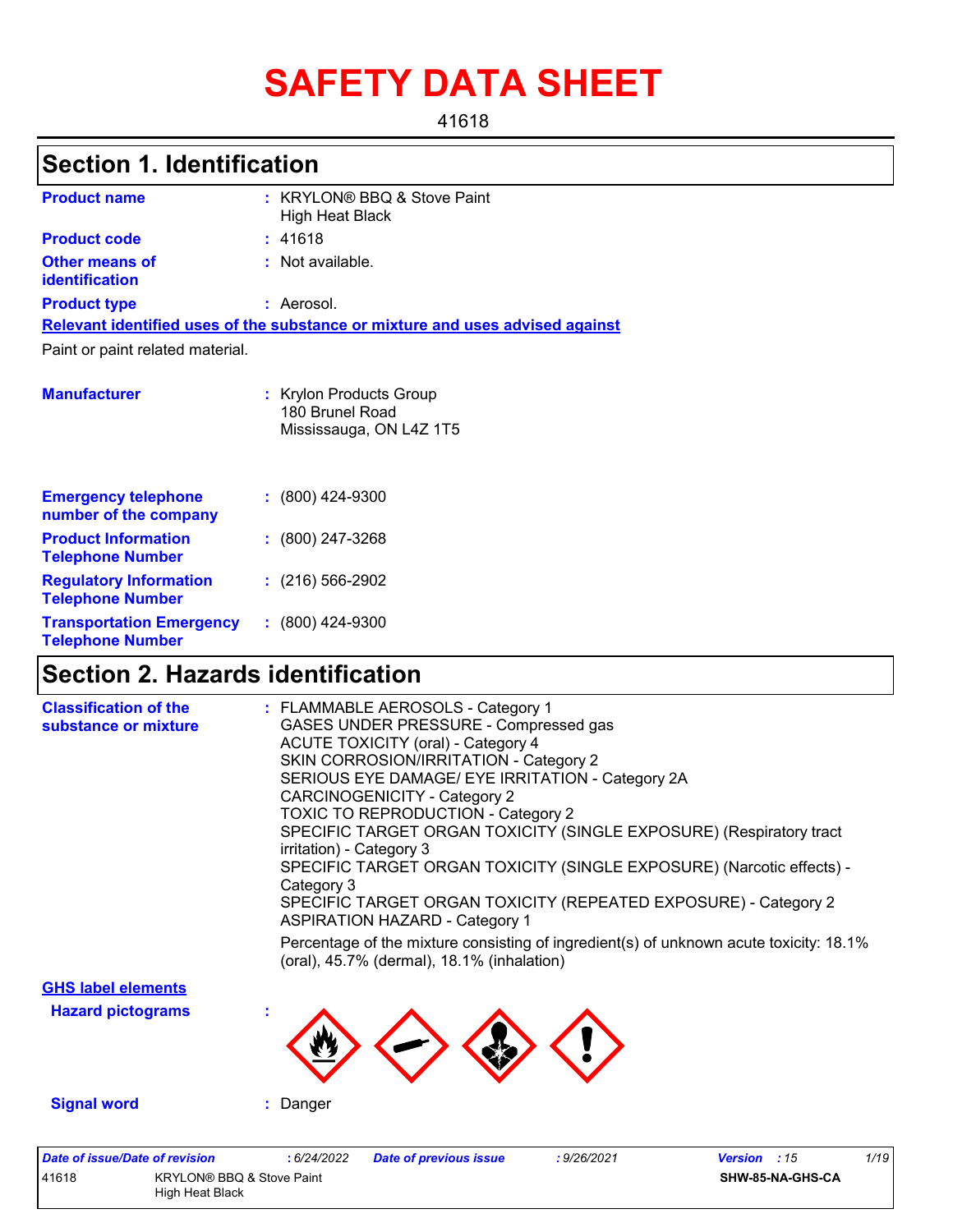# SAFETY DATA SHEET

41618

## Section 1. Identification

**Product name** : KRYLON® BBQ & Stove Paint High Heat Black

**Product code** : 41618

**Other means of identification** : Not available.

**Product type** : Aerosol.

**Relevant identified uses of the substance or mixture and uses advised against**

Paint or paint related material.

**Manufacturer** : Krylon Products Group
180 Brunel Road
Mississauga, ON L4Z 1T5

**Emergency telephone number of the company** : (800) 424-9300

**Product Information Telephone Number** : (800) 247-3268

**Regulatory Information Telephone Number** : (216) 566-2902

**Transportation Emergency Telephone Number** : (800) 424-9300

## Section 2. Hazards identification

**Classification of the substance or mixture** :
FLAMMABLE AEROSOLS - Category 1
GASES UNDER PRESSURE - Compressed gas
ACUTE TOXICITY (oral) - Category 4
SKIN CORROSION/IRRITATION - Category 2
SERIOUS EYE DAMAGE/ EYE IRRITATION - Category 2A
CARCINOGENICITY - Category 2
TOXIC TO REPRODUCTION - Category 2
SPECIFIC TARGET ORGAN TOXICITY (SINGLE EXPOSURE) (Respiratory tract irritation) - Category 3
SPECIFIC TARGET ORGAN TOXICITY (SINGLE EXPOSURE) (Narcotic effects) - Category 3
SPECIFIC TARGET ORGAN TOXICITY (REPEATED EXPOSURE) - Category 2
ASPIRATION HAZARD - Category 1

Percentage of the mixture consisting of ingredient(s) of unknown acute toxicity: 18.1% (oral), 45.7% (dermal), 18.1% (inhalation)

**GHS label elements**

**Hazard pictograms** :

**Signal word** : Danger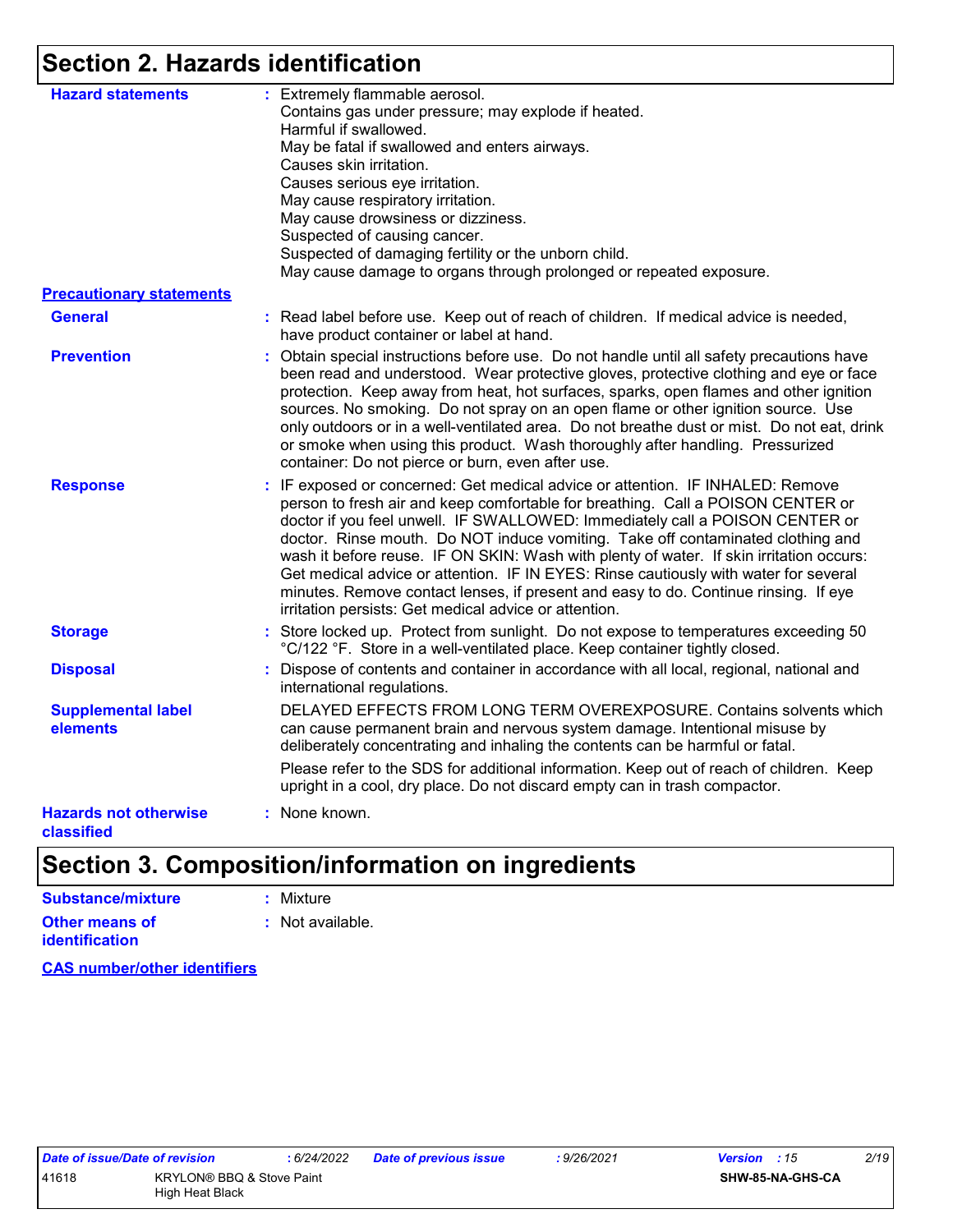## Section 2. Hazards identification

**Hazard statements** : Extremely flammable aerosol.
Contains gas under pressure; may explode if heated.
Harmful if swallowed.
May be fatal if swallowed and enters airways.
Causes skin irritation.
Causes serious eye irritation.
May cause respiratory irritation.
May cause drowsiness or dizziness.
Suspected of causing cancer.
Suspected of damaging fertility or the unborn child.
May cause damage to organs through prolonged or repeated exposure.

**Precautionary statements**

**General** : Read label before use. Keep out of reach of children. If medical advice is needed, have product container or label at hand.

**Prevention** : Obtain special instructions before use. Do not handle until all safety precautions have been read and understood. Wear protective gloves, protective clothing and eye or face protection. Keep away from heat, hot surfaces, sparks, open flames and other ignition sources. No smoking. Do not spray on an open flame or other ignition source. Use only outdoors or in a well-ventilated area. Do not breathe dust or mist. Do not eat, drink or smoke when using this product. Wash thoroughly after handling. Pressurized container: Do not pierce or burn, even after use.

**Response** : IF exposed or concerned: Get medical advice or attention. IF INHALED: Remove person to fresh air and keep comfortable for breathing. Call a POISON CENTER or doctor if you feel unwell. IF SWALLOWED: Immediately call a POISON CENTER or doctor. Rinse mouth. Do NOT induce vomiting. Take off contaminated clothing and wash it before reuse. IF ON SKIN: Wash with plenty of water. If skin irritation occurs: Get medical advice or attention. IF IN EYES: Rinse cautiously with water for several minutes. Remove contact lenses, if present and easy to do. Continue rinsing. If eye irritation persists: Get medical advice or attention.

**Storage** : Store locked up. Protect from sunlight. Do not expose to temperatures exceeding 50 °C/122 °F. Store in a well-ventilated place. Keep container tightly closed.

**Disposal** : Dispose of contents and container in accordance with all local, regional, national and international regulations.

**Supplemental label elements** DELAYED EFFECTS FROM LONG TERM OVEREXPOSURE. Contains solvents which can cause permanent brain and nervous system damage. Intentional misuse by deliberately concentrating and inhaling the contents can be harmful or fatal.

Please refer to the SDS for additional information. Keep out of reach of children. Keep upright in a cool, dry place. Do not discard empty can in trash compactor.

**Hazards not otherwise classified** : None known.

## Section 3. Composition/information on ingredients

**Substance/mixture** : Mixture

**Other means of identification** : Not available.

**CAS number/other identifiers**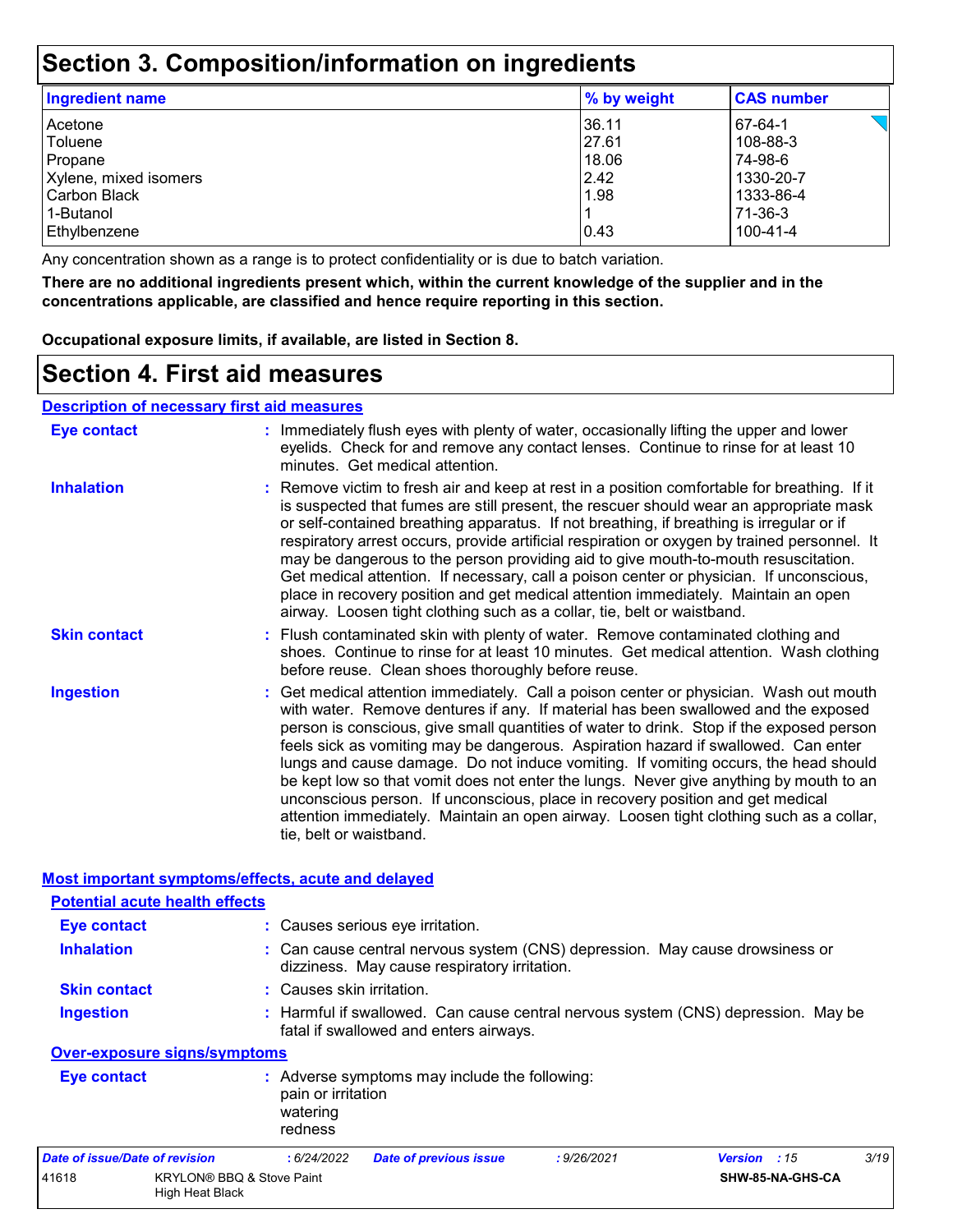# Section 3. Composition/information on ingredients

| Ingredient name | % by weight | CAS number |
|---|---|---|
| Acetone | 36.11 | 67-64-1 |
| Toluene | 27.61 | 108-88-3 |
| Propane | 18.06 | 74-98-6 |
| Xylene, mixed isomers | 2.42 | 1330-20-7 |
| Carbon Black | 1.98 | 1333-86-4 |
| 1-Butanol | 1 | 71-36-3 |
| Ethylbenzene | 0.43 | 100-41-4 |

Any concentration shown as a range is to protect confidentiality or is due to batch variation.

**There are no additional ingredients present which, within the current knowledge of the supplier and in the concentrations applicable, are classified and hence require reporting in this section.**

**Occupational exposure limits, if available, are listed in Section 8.**

# Section 4. First aid measures

## Description of necessary first aid measures

**Eye contact** : Immediately flush eyes with plenty of water, occasionally lifting the upper and lower eyelids. Check for and remove any contact lenses. Continue to rinse for at least 10 minutes. Get medical attention.

**Inhalation** : Remove victim to fresh air and keep at rest in a position comfortable for breathing. If it is suspected that fumes are still present, the rescuer should wear an appropriate mask or self-contained breathing apparatus. If not breathing, if breathing is irregular or if respiratory arrest occurs, provide artificial respiration or oxygen by trained personnel. It may be dangerous to the person providing aid to give mouth-to-mouth resuscitation. Get medical attention. If necessary, call a poison center or physician. If unconscious, place in recovery position and get medical attention immediately. Maintain an open airway. Loosen tight clothing such as a collar, tie, belt or waistband.

**Skin contact** : Flush contaminated skin with plenty of water. Remove contaminated clothing and shoes. Continue to rinse for at least 10 minutes. Get medical attention. Wash clothing before reuse. Clean shoes thoroughly before reuse.

**Ingestion** : Get medical attention immediately. Call a poison center or physician. Wash out mouth with water. Remove dentures if any. If material has been swallowed and the exposed person is conscious, give small quantities of water to drink. Stop if the exposed person feels sick as vomiting may be dangerous. Aspiration hazard if swallowed. Can enter lungs and cause damage. Do not induce vomiting. If vomiting occurs, the head should be kept low so that vomit does not enter the lungs. Never give anything by mouth to an unconscious person. If unconscious, place in recovery position and get medical attention immediately. Maintain an open airway. Loosen tight clothing such as a collar, tie, belt or waistband.

## Most important symptoms/effects, acute and delayed

### Potential acute health effects

**Eye contact** : Causes serious eye irritation.

**Inhalation** : Can cause central nervous system (CNS) depression. May cause drowsiness or dizziness. May cause respiratory irritation.

**Skin contact** : Causes skin irritation.

**Ingestion** : Harmful if swallowed. Can cause central nervous system (CNS) depression. May be fatal if swallowed and enters airways.

### Over-exposure signs/symptoms

**Eye contact** : Adverse symptoms may include the following:
pain or irritation
watering
redness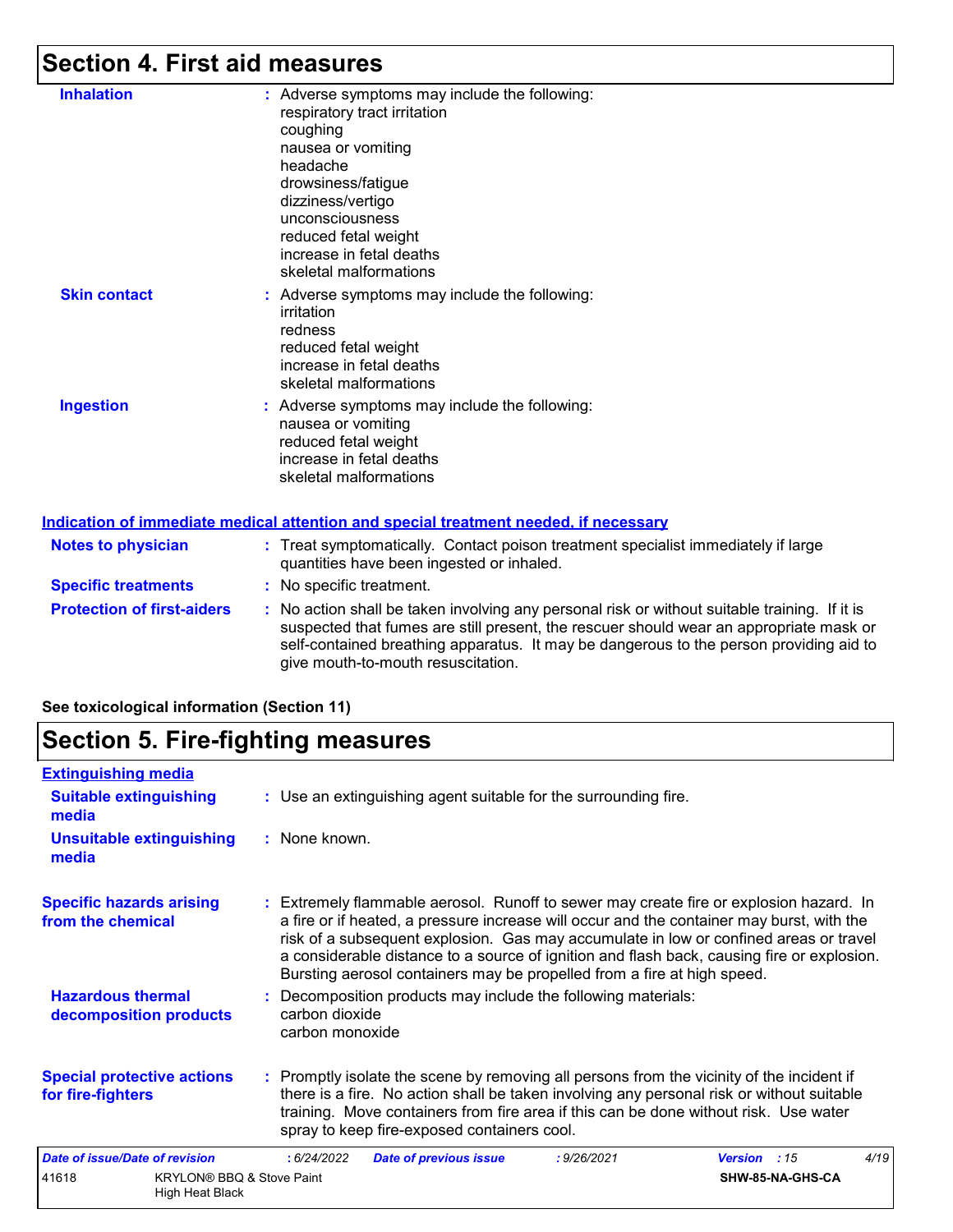# Section 4. First aid measures

**Inhalation** : Adverse symptoms may include the following:
respiratory tract irritation
coughing
nausea or vomiting
headache
drowsiness/fatigue
dizziness/vertigo
unconsciousness
reduced fetal weight
increase in fetal deaths
skeletal malformations

**Skin contact** : Adverse symptoms may include the following:
irritation
redness
reduced fetal weight
increase in fetal deaths
skeletal malformations

**Ingestion** : Adverse symptoms may include the following:
nausea or vomiting
reduced fetal weight
increase in fetal deaths
skeletal malformations

## Indication of immediate medical attention and special treatment needed, if necessary

**Notes to physician** : Treat symptomatically. Contact poison treatment specialist immediately if large quantities have been ingested or inhaled.

**Specific treatments** : No specific treatment.

**Protection of first-aiders** : No action shall be taken involving any personal risk or without suitable training. If it is suspected that fumes are still present, the rescuer should wear an appropriate mask or self-contained breathing apparatus. It may be dangerous to the person providing aid to give mouth-to-mouth resuscitation.

**See toxicological information (Section 11)**

# Section 5. Fire-fighting measures

## Extinguishing media

**Suitable extinguishing media** : Use an extinguishing agent suitable for the surrounding fire.

**Unsuitable extinguishing media** : None known.

**Specific hazards arising from the chemical** : Extremely flammable aerosol. Runoff to sewer may create fire or explosion hazard. In a fire or if heated, a pressure increase will occur and the container may burst, with the risk of a subsequent explosion. Gas may accumulate in low or confined areas or travel a considerable distance to a source of ignition and flash back, causing fire or explosion. Bursting aerosol containers may be propelled from a fire at high speed.

**Hazardous thermal decomposition products** : Decomposition products may include the following materials:
carbon dioxide
carbon monoxide

**Special protective actions for fire-fighters** : Promptly isolate the scene by removing all persons from the vicinity of the incident if there is a fire. No action shall be taken involving any personal risk or without suitable training. Move containers from fire area if this can be done without risk. Use water spray to keep fire-exposed containers cool.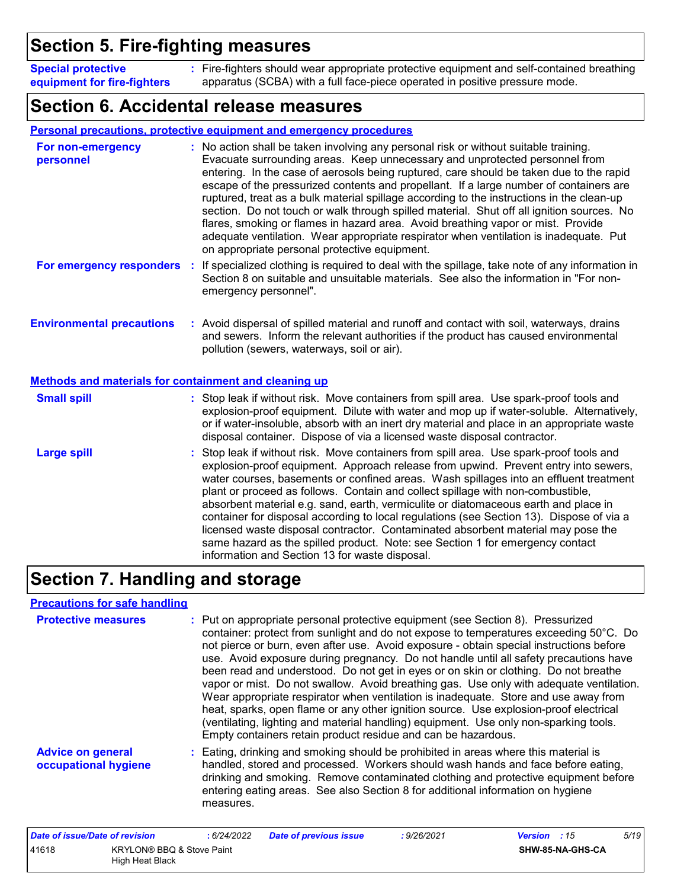## Section 5. Fire-fighting measures

**Special protective equipment for fire-fighters** : Fire-fighters should wear appropriate protective equipment and self-contained breathing apparatus (SCBA) with a full face-piece operated in positive pressure mode.

## Section 6. Accidental release measures

### Personal precautions, protective equipment and emergency procedures

**For non-emergency personnel** : No action shall be taken involving any personal risk or without suitable training. Evacuate surrounding areas. Keep unnecessary and unprotected personnel from entering. In the case of aerosols being ruptured, care should be taken due to the rapid escape of the pressurized contents and propellant. If a large number of containers are ruptured, treat as a bulk material spillage according to the instructions in the clean-up section. Do not touch or walk through spilled material. Shut off all ignition sources. No flares, smoking or flames in hazard area. Avoid breathing vapor or mist. Provide adequate ventilation. Wear appropriate respirator when ventilation is inadequate. Put on appropriate personal protective equipment.

**For emergency responders** : If specialized clothing is required to deal with the spillage, take note of any information in Section 8 on suitable and unsuitable materials. See also the information in "For non-emergency personnel".

**Environmental precautions** : Avoid dispersal of spilled material and runoff and contact with soil, waterways, drains and sewers. Inform the relevant authorities if the product has caused environmental pollution (sewers, waterways, soil or air).

### Methods and materials for containment and cleaning up

**Small spill** : Stop leak if without risk. Move containers from spill area. Use spark-proof tools and explosion-proof equipment. Dilute with water and mop up if water-soluble. Alternatively, or if water-insoluble, absorb with an inert dry material and place in an appropriate waste disposal container. Dispose of via a licensed waste disposal contractor.

**Large spill** : Stop leak if without risk. Move containers from spill area. Use spark-proof tools and explosion-proof equipment. Approach release from upwind. Prevent entry into sewers, water courses, basements or confined areas. Wash spillages into an effluent treatment plant or proceed as follows. Contain and collect spillage with non-combustible, absorbent material e.g. sand, earth, vermiculite or diatomaceous earth and place in container for disposal according to local regulations (see Section 13). Dispose of via a licensed waste disposal contractor. Contaminated absorbent material may pose the same hazard as the spilled product. Note: see Section 1 for emergency contact information and Section 13 for waste disposal.

## Section 7. Handling and storage

### Precautions for safe handling

**Protective measures** : Put on appropriate personal protective equipment (see Section 8). Pressurized container: protect from sunlight and do not expose to temperatures exceeding 50°C. Do not pierce or burn, even after use. Avoid exposure - obtain special instructions before use. Avoid exposure during pregnancy. Do not handle until all safety precautions have been read and understood. Do not get in eyes or on skin or clothing. Do not breathe vapor or mist. Do not swallow. Avoid breathing gas. Use only with adequate ventilation. Wear appropriate respirator when ventilation is inadequate. Store and use away from heat, sparks, open flame or any other ignition source. Use explosion-proof electrical (ventilating, lighting and material handling) equipment. Use only non-sparking tools. Empty containers retain product residue and can be hazardous.

**Advice on general occupational hygiene** : Eating, drinking and smoking should be prohibited in areas where this material is handled, stored and processed. Workers should wash hands and face before eating, drinking and smoking. Remove contaminated clothing and protective equipment before entering eating areas. See also Section 8 for additional information on hygiene measures.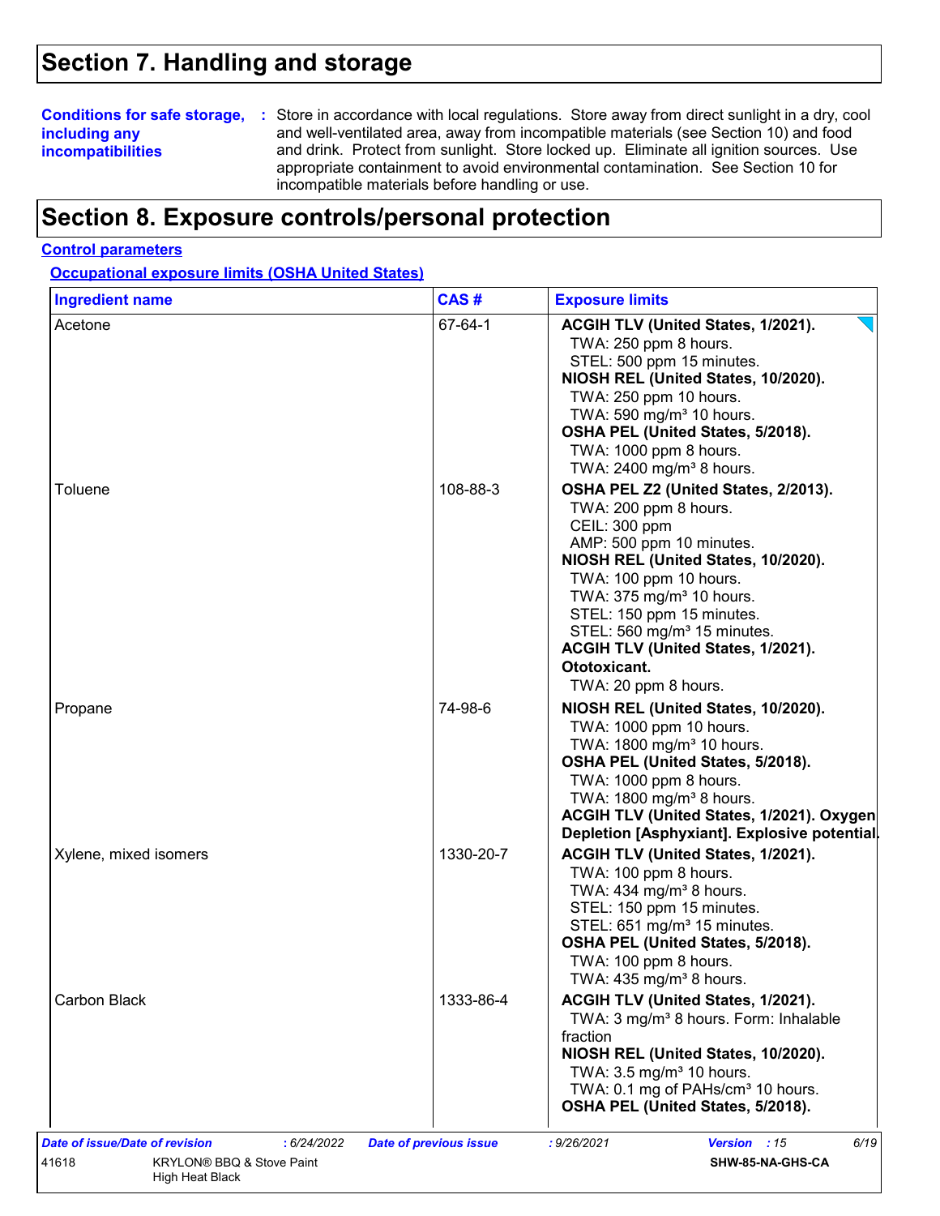# Section 7. Handling and storage

**Conditions for safe storage, including any incompatibilities** : Store in accordance with local regulations. Store away from direct sunlight in a dry, cool and well-ventilated area, away from incompatible materials (see Section 10) and food and drink. Protect from sunlight. Store locked up. Eliminate all ignition sources. Use appropriate containment to avoid environmental contamination. See Section 10 for incompatible materials before handling or use.

# Section 8. Exposure controls/personal protection

## Control parameters

### Occupational exposure limits (OSHA United States)

| Ingredient name | CAS # | Exposure limits |
|---|---|---|
| Acetone | 67-64-1 | **ACGIH TLV (United States, 1/2021).**<br>TWA: 250 ppm 8 hours.<br>STEL: 500 ppm 15 minutes.<br>**NIOSH REL (United States, 10/2020).**<br>TWA: 250 ppm 10 hours.<br>TWA: 590 mg/m³ 10 hours.<br>**OSHA PEL (United States, 5/2018).**<br>TWA: 1000 ppm 8 hours.<br>TWA: 2400 mg/m³ 8 hours. |
| Toluene | 108-88-3 | **OSHA PEL Z2 (United States, 2/2013).**<br>TWA: 200 ppm 8 hours.<br>CEIL: 300 ppm<br>AMP: 500 ppm 10 minutes.<br>**NIOSH REL (United States, 10/2020).**<br>TWA: 100 ppm 10 hours.<br>TWA: 375 mg/m³ 10 hours.<br>STEL: 150 ppm 15 minutes.<br>STEL: 560 mg/m³ 15 minutes.<br>**ACGIH TLV (United States, 1/2021). Ototoxicant.**<br>TWA: 20 ppm 8 hours. |
| Propane | 74-98-6 | **NIOSH REL (United States, 10/2020).**<br>TWA: 1000 ppm 10 hours.<br>TWA: 1800 mg/m³ 10 hours.<br>**OSHA PEL (United States, 5/2018).**<br>TWA: 1000 ppm 8 hours.<br>TWA: 1800 mg/m³ 8 hours.<br>**ACGIH TLV (United States, 1/2021). Oxygen Depletion [Asphyxiant]. Explosive potential.** |
| Xylene, mixed isomers | 1330-20-7 | **ACGIH TLV (United States, 1/2021).**<br>TWA: 100 ppm 8 hours.<br>TWA: 434 mg/m³ 8 hours.<br>STEL: 150 ppm 15 minutes.<br>STEL: 651 mg/m³ 15 minutes.<br>**OSHA PEL (United States, 5/2018).**<br>TWA: 100 ppm 8 hours.<br>TWA: 435 mg/m³ 8 hours. |
| Carbon Black | 1333-86-4 | **ACGIH TLV (United States, 1/2021).**<br>TWA: 3 mg/m³ 8 hours. Form: Inhalable fraction<br>**NIOSH REL (United States, 10/2020).**<br>TWA: 3.5 mg/m³ 10 hours.<br>TWA: 0.1 mg of PAHs/cm³ 10 hours.<br>**OSHA PEL (United States, 5/2018).** |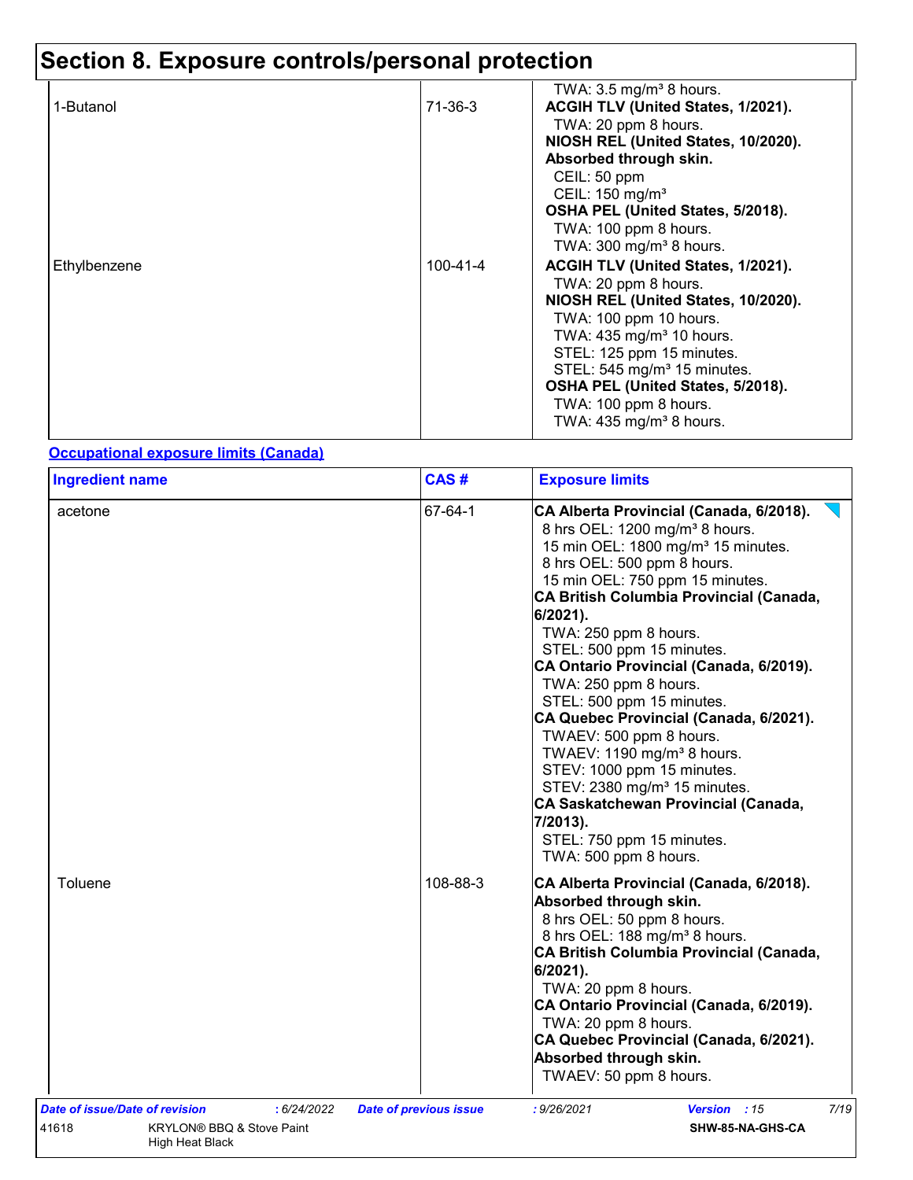# Section 8. Exposure controls/personal protection

| | | |
|---|---|---|
| | | TWA: 3.5 mg/m³ 8 hours. |
| 1-Butanol | 71-36-3 | **ACGIH TLV (United States, 1/2021).**<br>TWA: 20 ppm 8 hours.<br>**NIOSH REL (United States, 10/2020).**<br>**Absorbed through skin.**<br>CEIL: 50 ppm<br>CEIL: 150 mg/m³<br>**OSHA PEL (United States, 5/2018).**<br>TWA: 100 ppm 8 hours.<br>TWA: 300 mg/m³ 8 hours. |
| Ethylbenzene | 100-41-4 | **ACGIH TLV (United States, 1/2021).**<br>TWA: 20 ppm 8 hours.<br>**NIOSH REL (United States, 10/2020).**<br>TWA: 100 ppm 10 hours.<br>TWA: 435 mg/m³ 10 hours.<br>STEL: 125 ppm 15 minutes.<br>STEL: 545 mg/m³ 15 minutes.<br>**OSHA PEL (United States, 5/2018).**<br>TWA: 100 ppm 8 hours.<br>TWA: 435 mg/m³ 8 hours. |

**Occupational exposure limits (Canada)**

| Ingredient name | CAS # | Exposure limits |
|---|---|---|
| acetone | 67-64-1 | **CA Alberta Provincial (Canada, 6/2018).**<br>8 hrs OEL: 1200 mg/m³ 8 hours.<br>15 min OEL: 1800 mg/m³ 15 minutes.<br>8 hrs OEL: 500 ppm 8 hours.<br>15 min OEL: 750 ppm 15 minutes.<br>**CA British Columbia Provincial (Canada, 6/2021).**<br>TWA: 250 ppm 8 hours.<br>STEL: 500 ppm 15 minutes.<br>**CA Ontario Provincial (Canada, 6/2019).**<br>TWA: 250 ppm 8 hours.<br>STEL: 500 ppm 15 minutes.<br>**CA Quebec Provincial (Canada, 6/2021).**<br>TWAEV: 500 ppm 8 hours.<br>TWAEV: 1190 mg/m³ 8 hours.<br>STEV: 1000 ppm 15 minutes.<br>STEV: 2380 mg/m³ 15 minutes.<br>**CA Saskatchewan Provincial (Canada, 7/2013).**<br>STEL: 750 ppm 15 minutes.<br>TWA: 500 ppm 8 hours. |
| Toluene | 108-88-3 | **CA Alberta Provincial (Canada, 6/2018).**<br>**Absorbed through skin.**<br>8 hrs OEL: 50 ppm 8 hours.<br>8 hrs OEL: 188 mg/m³ 8 hours.<br>**CA British Columbia Provincial (Canada, 6/2021).**<br>TWA: 20 ppm 8 hours.<br>**CA Ontario Provincial (Canada, 6/2019).**<br>TWA: 20 ppm 8 hours.<br>**CA Quebec Provincial (Canada, 6/2021).**<br>**Absorbed through skin.**<br>TWAEV: 50 ppm 8 hours. |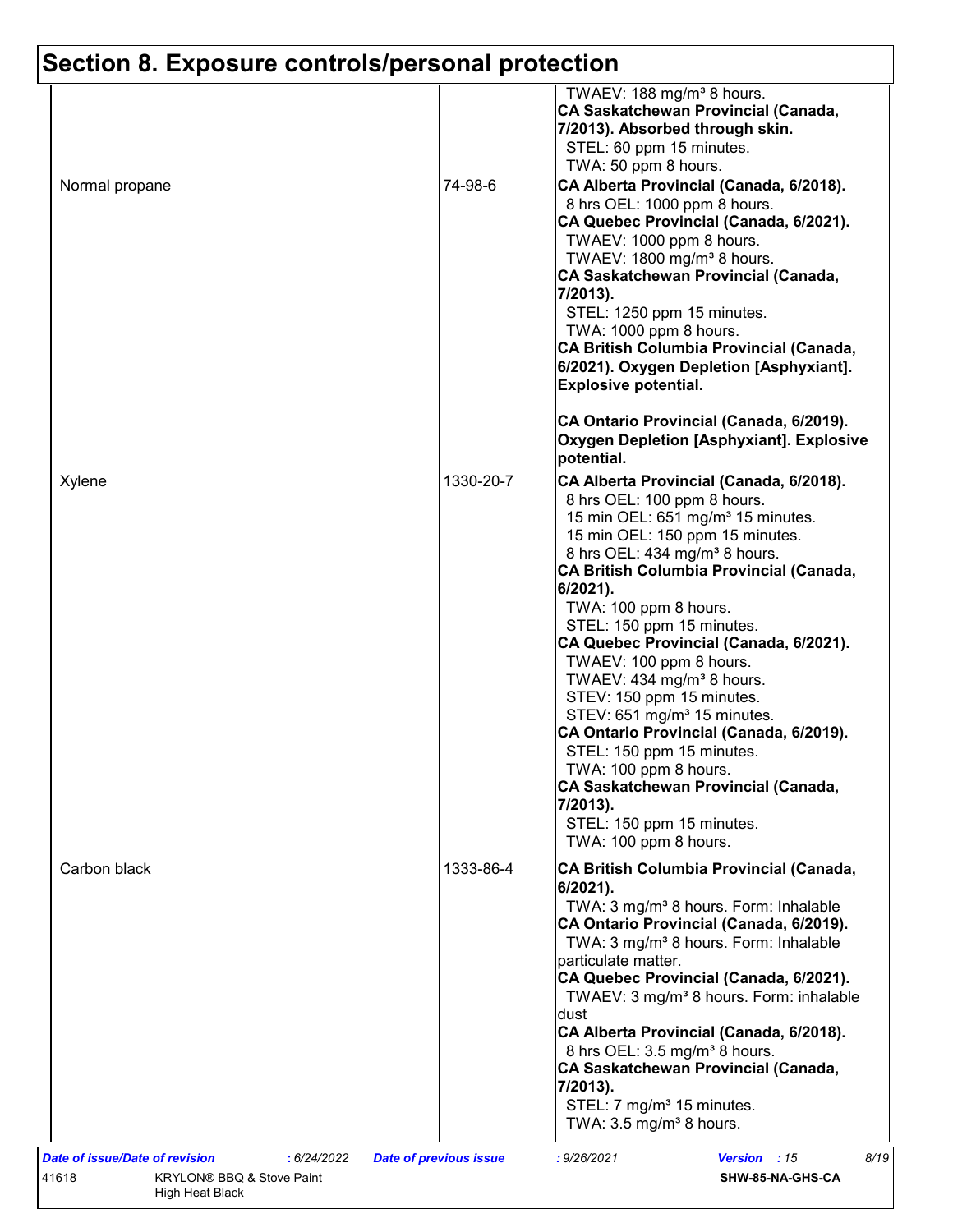## Section 8. Exposure controls/personal protection

| | | |
|---|---|---|
| | | TWAEV: 188 mg/m³ 8 hours.<br>**CA Saskatchewan Provincial (Canada, 7/2013). Absorbed through skin.**<br>STEL: 60 ppm 15 minutes.<br>TWA: 50 ppm 8 hours. |
| Normal propane | 74-98-6 | **CA Alberta Provincial (Canada, 6/2018).**<br>8 hrs OEL: 1000 ppm 8 hours.<br>**CA Quebec Provincial (Canada, 6/2021).**<br>TWAEV: 1000 ppm 8 hours.<br>TWAEV: 1800 mg/m³ 8 hours.<br>**CA Saskatchewan Provincial (Canada, 7/2013).**<br>STEL: 1250 ppm 15 minutes.<br>TWA: 1000 ppm 8 hours.<br>**CA British Columbia Provincial (Canada, 6/2021). Oxygen Depletion [Asphyxiant]. Explosive potential.**<br><br>**CA Ontario Provincial (Canada, 6/2019). Oxygen Depletion [Asphyxiant]. Explosive potential.** |
| Xylene | 1330-20-7 | **CA Alberta Provincial (Canada, 6/2018).**<br>8 hrs OEL: 100 ppm 8 hours.<br>15 min OEL: 651 mg/m³ 15 minutes.<br>15 min OEL: 150 ppm 15 minutes.<br>8 hrs OEL: 434 mg/m³ 8 hours.<br>**CA British Columbia Provincial (Canada, 6/2021).**<br>TWA: 100 ppm 8 hours.<br>STEL: 150 ppm 15 minutes.<br>**CA Quebec Provincial (Canada, 6/2021).**<br>TWAEV: 100 ppm 8 hours.<br>TWAEV: 434 mg/m³ 8 hours.<br>STEV: 150 ppm 15 minutes.<br>STEV: 651 mg/m³ 15 minutes.<br>**CA Ontario Provincial (Canada, 6/2019).**<br>STEL: 150 ppm 15 minutes.<br>TWA: 100 ppm 8 hours.<br>**CA Saskatchewan Provincial (Canada, 7/2013).**<br>STEL: 150 ppm 15 minutes.<br>TWA: 100 ppm 8 hours. |
| Carbon black | 1333-86-4 | **CA British Columbia Provincial (Canada, 6/2021).**<br>TWA: 3 mg/m³ 8 hours. Form: Inhalable<br>**CA Ontario Provincial (Canada, 6/2019).**<br>TWA: 3 mg/m³ 8 hours. Form: Inhalable particulate matter.<br>**CA Quebec Provincial (Canada, 6/2021).**<br>TWAEV: 3 mg/m³ 8 hours. Form: inhalable dust<br>**CA Alberta Provincial (Canada, 6/2018).**<br>8 hrs OEL: 3.5 mg/m³ 8 hours.<br>**CA Saskatchewan Provincial (Canada, 7/2013).**<br>STEL: 7 mg/m³ 15 minutes.<br>TWA: 3.5 mg/m³ 8 hours. |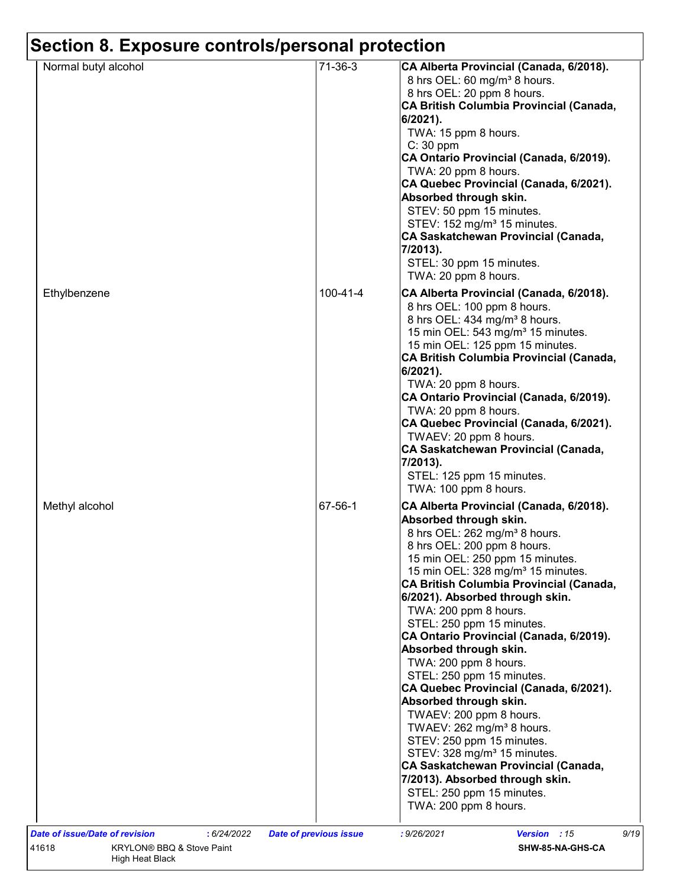# Section 8. Exposure controls/personal protection

| | | |
|---|---|---|
| Normal butyl alcohol | 71-36-3 | **CA Alberta Provincial (Canada, 6/2018).**<br>8 hrs OEL: 60 mg/m³ 8 hours.<br>8 hrs OEL: 20 ppm 8 hours.<br>**CA British Columbia Provincial (Canada, 6/2021).**<br>TWA: 15 ppm 8 hours.<br>C: 30 ppm<br>**CA Ontario Provincial (Canada, 6/2019).**<br>TWA: 20 ppm 8 hours.<br>**CA Quebec Provincial (Canada, 6/2021). Absorbed through skin.**<br>STEV: 50 ppm 15 minutes.<br>STEV: 152 mg/m³ 15 minutes.<br>**CA Saskatchewan Provincial (Canada, 7/2013).**<br>STEL: 30 ppm 15 minutes.<br>TWA: 20 ppm 8 hours. |
| Ethylbenzene | 100-41-4 | **CA Alberta Provincial (Canada, 6/2018).**<br>8 hrs OEL: 100 ppm 8 hours.<br>8 hrs OEL: 434 mg/m³ 8 hours.<br>15 min OEL: 543 mg/m³ 15 minutes.<br>15 min OEL: 125 ppm 15 minutes.<br>**CA British Columbia Provincial (Canada, 6/2021).**<br>TWA: 20 ppm 8 hours.<br>**CA Ontario Provincial (Canada, 6/2019).**<br>TWA: 20 ppm 8 hours.<br>**CA Quebec Provincial (Canada, 6/2021).**<br>TWAEV: 20 ppm 8 hours.<br>**CA Saskatchewan Provincial (Canada, 7/2013).**<br>STEL: 125 ppm 15 minutes.<br>TWA: 100 ppm 8 hours. |
| Methyl alcohol | 67-56-1 | **CA Alberta Provincial (Canada, 6/2018). Absorbed through skin.**<br>8 hrs OEL: 262 mg/m³ 8 hours.<br>8 hrs OEL: 200 ppm 8 hours.<br>15 min OEL: 250 ppm 15 minutes.<br>15 min OEL: 328 mg/m³ 15 minutes.<br>**CA British Columbia Provincial (Canada, 6/2021). Absorbed through skin.**<br>TWA: 200 ppm 8 hours.<br>STEL: 250 ppm 15 minutes.<br>**CA Ontario Provincial (Canada, 6/2019). Absorbed through skin.**<br>TWA: 200 ppm 8 hours.<br>STEL: 250 ppm 15 minutes.<br>**CA Quebec Provincial (Canada, 6/2021). Absorbed through skin.**<br>TWAEV: 200 ppm 8 hours.<br>TWAEV: 262 mg/m³ 8 hours.<br>STEV: 250 ppm 15 minutes.<br>STEV: 328 mg/m³ 15 minutes.<br>**CA Saskatchewan Provincial (Canada, 7/2013). Absorbed through skin.**<br>STEL: 250 ppm 15 minutes.<br>TWA: 200 ppm 8 hours. |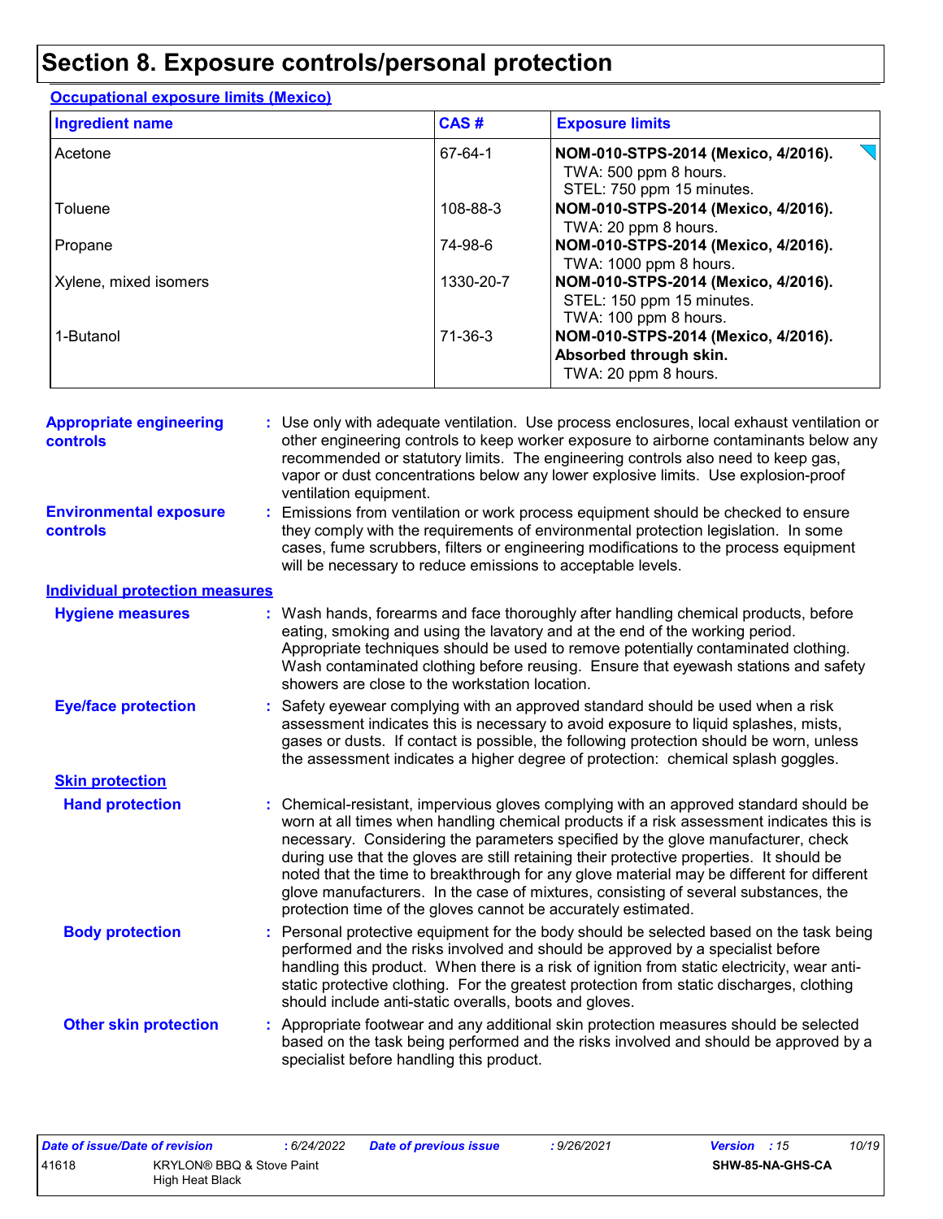# Section 8. Exposure controls/personal protection

**Occupational exposure limits (Mexico)**

| Ingredient name | CAS # | Exposure limits |
|---|---|---|
| Acetone | 67-64-1 | **NOM-010-STPS-2014 (Mexico, 4/2016).**<br>TWA: 500 ppm 8 hours.<br>STEL: 750 ppm 15 minutes. |
| Toluene | 108-88-3 | **NOM-010-STPS-2014 (Mexico, 4/2016).**<br>TWA: 20 ppm 8 hours. |
| Propane | 74-98-6 | **NOM-010-STPS-2014 (Mexico, 4/2016).**<br>TWA: 1000 ppm 8 hours. |
| Xylene, mixed isomers | 1330-20-7 | **NOM-010-STPS-2014 (Mexico, 4/2016).**<br>STEL: 150 ppm 15 minutes.<br>TWA: 100 ppm 8 hours. |
| 1-Butanol | 71-36-3 | **NOM-010-STPS-2014 (Mexico, 4/2016).**<br>**Absorbed through skin.**<br>TWA: 20 ppm 8 hours. |

**Appropriate engineering controls** : Use only with adequate ventilation. Use process enclosures, local exhaust ventilation or other engineering controls to keep worker exposure to airborne contaminants below any recommended or statutory limits. The engineering controls also need to keep gas, vapor or dust concentrations below any lower explosive limits. Use explosion-proof ventilation equipment.

**Environmental exposure controls** : Emissions from ventilation or work process equipment should be checked to ensure they comply with the requirements of environmental protection legislation. In some cases, fume scrubbers, filters or engineering modifications to the process equipment will be necessary to reduce emissions to acceptable levels.

## Individual protection measures

**Hygiene measures** : Wash hands, forearms and face thoroughly after handling chemical products, before eating, smoking and using the lavatory and at the end of the working period. Appropriate techniques should be used to remove potentially contaminated clothing. Wash contaminated clothing before reusing. Ensure that eyewash stations and safety showers are close to the workstation location.

**Eye/face protection** : Safety eyewear complying with an approved standard should be used when a risk assessment indicates this is necessary to avoid exposure to liquid splashes, mists, gases or dusts. If contact is possible, the following protection should be worn, unless the assessment indicates a higher degree of protection: chemical splash goggles.

### Skin protection

**Hand protection** : Chemical-resistant, impervious gloves complying with an approved standard should be worn at all times when handling chemical products if a risk assessment indicates this is necessary. Considering the parameters specified by the glove manufacturer, check during use that the gloves are still retaining their protective properties. It should be noted that the time to breakthrough for any glove material may be different for different glove manufacturers. In the case of mixtures, consisting of several substances, the protection time of the gloves cannot be accurately estimated.

**Body protection** : Personal protective equipment for the body should be selected based on the task being performed and the risks involved and should be approved by a specialist before handling this product. When there is a risk of ignition from static electricity, wear anti-static protective clothing. For the greatest protection from static discharges, clothing should include anti-static overalls, boots and gloves.

**Other skin protection** : Appropriate footwear and any additional skin protection measures should be selected based on the task being performed and the risks involved and should be approved by a specialist before handling this product.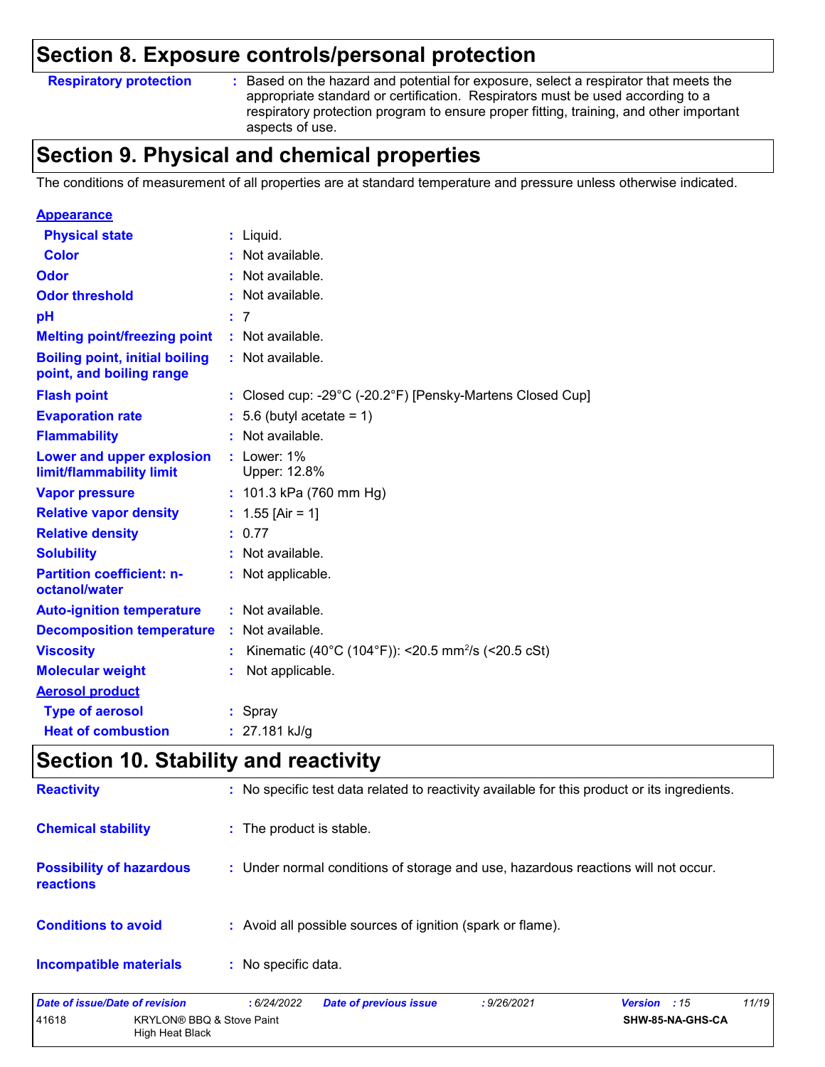## Section 8. Exposure controls/personal protection

**Respiratory protection** : Based on the hazard and potential for exposure, select a respirator that meets the appropriate standard or certification. Respirators must be used according to a respiratory protection program to ensure proper fitting, training, and other important aspects of use.

## Section 9. Physical and chemical properties

The conditions of measurement of all properties are at standard temperature and pressure unless otherwise indicated.

**Appearance**

| | |
|---|---|
| **Physical state** | : Liquid. |
| **Color** | : Not available. |
| **Odor** | : Not available. |
| **Odor threshold** | : Not available. |
| **pH** | : 7 |
| **Melting point/freezing point** | : Not available. |
| **Boiling point, initial boiling point, and boiling range** | : Not available. |
| **Flash point** | : Closed cup: -29°C (-20.2°F) [Pensky-Martens Closed Cup] |
| **Evaporation rate** | : 5.6 (butyl acetate = 1) |
| **Flammability** | : Not available. |
| **Lower and upper explosion limit/flammability limit** | : Lower: 1%<br>Upper: 12.8% |
| **Vapor pressure** | : 101.3 kPa (760 mm Hg) |
| **Relative vapor density** | : 1.55 [Air = 1] |
| **Relative density** | : 0.77 |
| **Solubility** | : Not available. |
| **Partition coefficient: n-octanol/water** | : Not applicable. |
| **Auto-ignition temperature** | : Not available. |
| **Decomposition temperature** | : Not available. |
| **Viscosity** | : Kinematic (40°C (104°F)): <20.5 $mm^2/s$ (<20.5 cSt) |
| **Molecular weight** | : Not applicable. |

**Aerosol product**

| | |
|---|---|
| **Type of aerosol** | : Spray |
| **Heat of combustion** | : 27.181 kJ/g |

## Section 10. Stability and reactivity

| | |
|---|---|
| **Reactivity** | : No specific test data related to reactivity available for this product or its ingredients. |
| **Chemical stability** | : The product is stable. |
| **Possibility of hazardous reactions** | : Under normal conditions of storage and use, hazardous reactions will not occur. |
| **Conditions to avoid** | : Avoid all possible sources of ignition (spark or flame). |
| **Incompatible materials** | : No specific data. |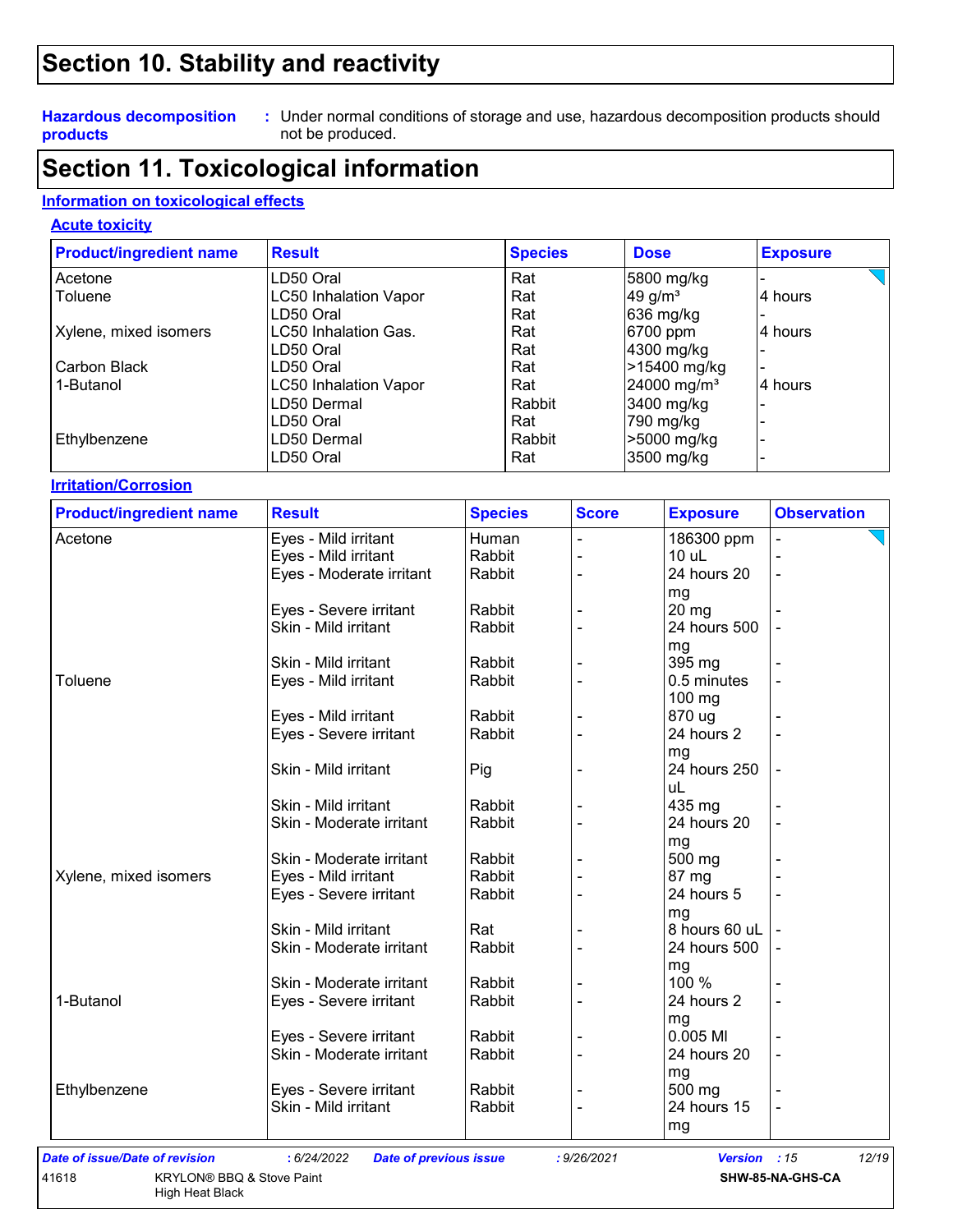## Section 10. Stability and reactivity

**Hazardous decomposition products** : Under normal conditions of storage and use, hazardous decomposition products should not be produced.

## Section 11. Toxicological information

### Information on toxicological effects

#### Acute toxicity

| Product/ingredient name | Result | Species | Dose | Exposure |
|---|---|---|---|---|
| Acetone | LD50 Oral | Rat | 5800 mg/kg | - |
| Toluene | LC50 Inhalation Vapor | Rat | 49 g/m³ | 4 hours |
| | LD50 Oral | Rat | 636 mg/kg | - |
| Xylene, mixed isomers | LC50 Inhalation Gas. | Rat | 6700 ppm | 4 hours |
| | LD50 Oral | Rat | 4300 mg/kg | - |
| Carbon Black | LD50 Oral | Rat | >15400 mg/kg | - |
| 1-Butanol | LC50 Inhalation Vapor | Rat | 24000 mg/m³ | 4 hours |
| | LD50 Dermal | Rabbit | 3400 mg/kg | - |
| | LD50 Oral | Rat | 790 mg/kg | - |
| Ethylbenzene | LD50 Dermal | Rabbit | >5000 mg/kg | - |
| | LD50 Oral | Rat | 3500 mg/kg | - |

#### Irritation/Corrosion

| Product/ingredient name | Result | Species | Score | Exposure | Observation |
|---|---|---|---|---|---|
| Acetone | Eyes - Mild irritant | Human | - | 186300 ppm | - |
| | Eyes - Mild irritant | Rabbit | - | 10 uL | - |
| | Eyes - Moderate irritant | Rabbit | - | 24 hours 20 mg | - |
| | Eyes - Severe irritant | Rabbit | - | 20 mg | - |
| | Skin - Mild irritant | Rabbit | - | 24 hours 500 mg | - |
| | Skin - Mild irritant | Rabbit | - | 395 mg | - |
| Toluene | Eyes - Mild irritant | Rabbit | - | 0.5 minutes 100 mg | - |
| | Eyes - Mild irritant | Rabbit | - | 870 ug | - |
| | Eyes - Severe irritant | Rabbit | - | 24 hours 2 mg | - |
| | Skin - Mild irritant | Pig | - | 24 hours 250 uL | - |
| | Skin - Mild irritant | Rabbit | - | 435 mg | - |
| | Skin - Moderate irritant | Rabbit | - | 24 hours 20 mg | - |
| | Skin - Moderate irritant | Rabbit | - | 500 mg | - |
| Xylene, mixed isomers | Eyes - Mild irritant | Rabbit | - | 87 mg | - |
| | Eyes - Severe irritant | Rabbit | - | 24 hours 5 mg | - |
| | Skin - Mild irritant | Rat | - | 8 hours 60 uL | - |
| | Skin - Moderate irritant | Rabbit | - | 24 hours 500 mg | - |
| | Skin - Moderate irritant | Rabbit | - | 100 % | - |
| 1-Butanol | Eyes - Severe irritant | Rabbit | - | 24 hours 2 mg | - |
| | Eyes - Severe irritant | Rabbit | - | 0.005 Ml | - |
| | Skin - Moderate irritant | Rabbit | - | 24 hours 20 mg | - |
| Ethylbenzene | Eyes - Severe irritant | Rabbit | - | 500 mg | - |
| | Skin - Mild irritant | Rabbit | - | 24 hours 15 mg | - |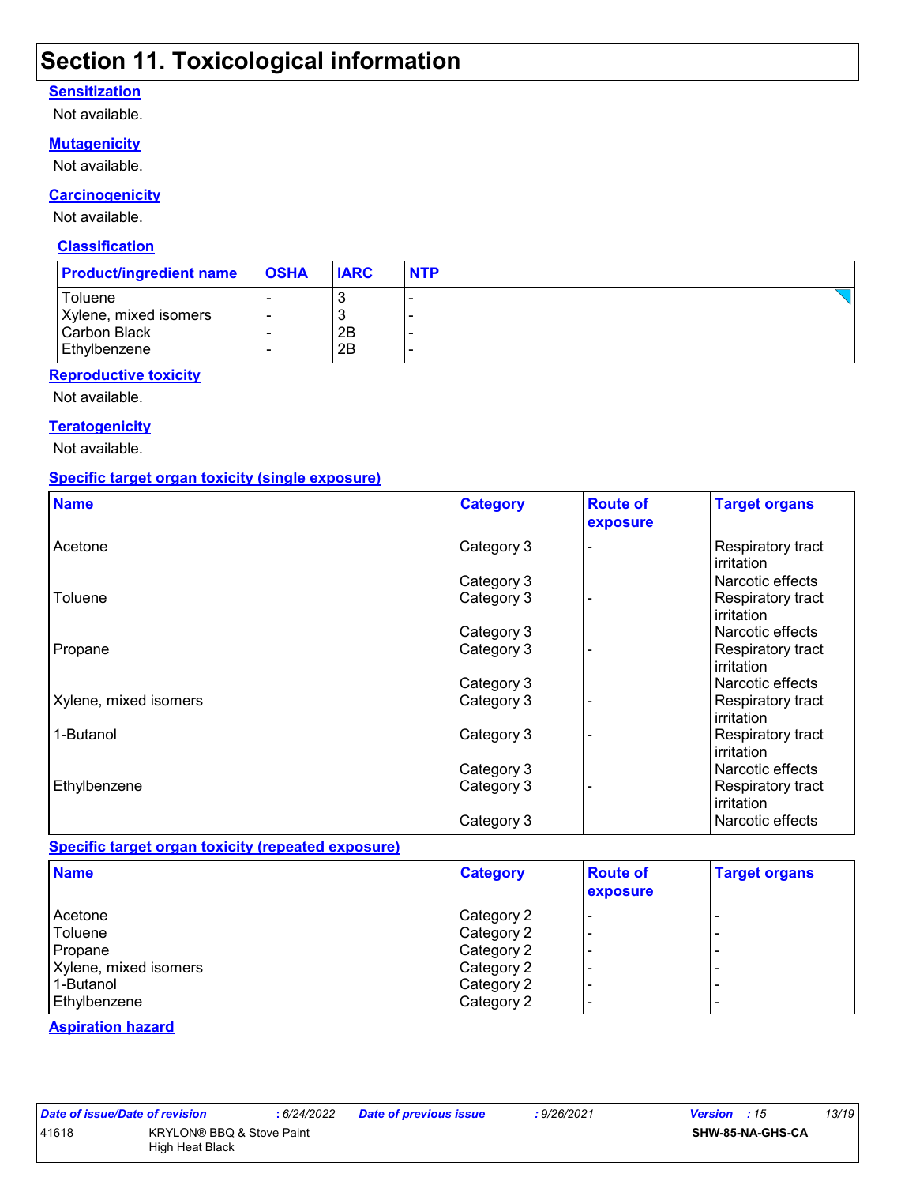# Section 11. Toxicological information

**Sensitization**

Not available.

**Mutagenicity**

Not available.

**Carcinogenicity**

Not available.

**Classification**

| Product/ingredient name | OSHA | IARC | NTP |
|---|---|---|---|
| Toluene | - | 3 | - |
| Xylene, mixed isomers | - | 3 | - |
| Carbon Black | - | 2B | - |
| Ethylbenzene | - | 2B | - |

**Reproductive toxicity**

Not available.

**Teratogenicity**

Not available.

**Specific target organ toxicity (single exposure)**

| Name | Category | Route of exposure | Target organs |
|---|---|---|---|
| Acetone | Category 3 | - | Respiratory tract irritation |
| | Category 3 | | Narcotic effects |
| Toluene | Category 3 | - | Respiratory tract irritation |
| | Category 3 | | Narcotic effects |
| Propane | Category 3 | - | Respiratory tract irritation |
| | Category 3 | | Narcotic effects |
| Xylene, mixed isomers | Category 3 | - | Respiratory tract irritation |
| 1-Butanol | Category 3 | - | Respiratory tract irritation |
| | Category 3 | | Narcotic effects |
| Ethylbenzene | Category 3 | - | Respiratory tract irritation |
| | Category 3 | | Narcotic effects |

**Specific target organ toxicity (repeated exposure)**

| Name | Category | Route of exposure | Target organs |
|---|---|---|---|
| Acetone | Category 2 | - | - |
| Toluene | Category 2 | - | - |
| Propane | Category 2 | - | - |
| Xylene, mixed isomers | Category 2 | - | - |
| 1-Butanol | Category 2 | - | - |
| Ethylbenzene | Category 2 | - | - |

**Aspiration hazard**

| *Date of issue/Date of revision* | *: 6/24/2022* | *Date of previous issue* | *: 9/26/2021* | *Version : 15* |
|---|---|---|---|---|
| 41618 | KRYLON® BBQ & Stove Paint High Heat Black | | | SHW-85-NA-GHS-CA |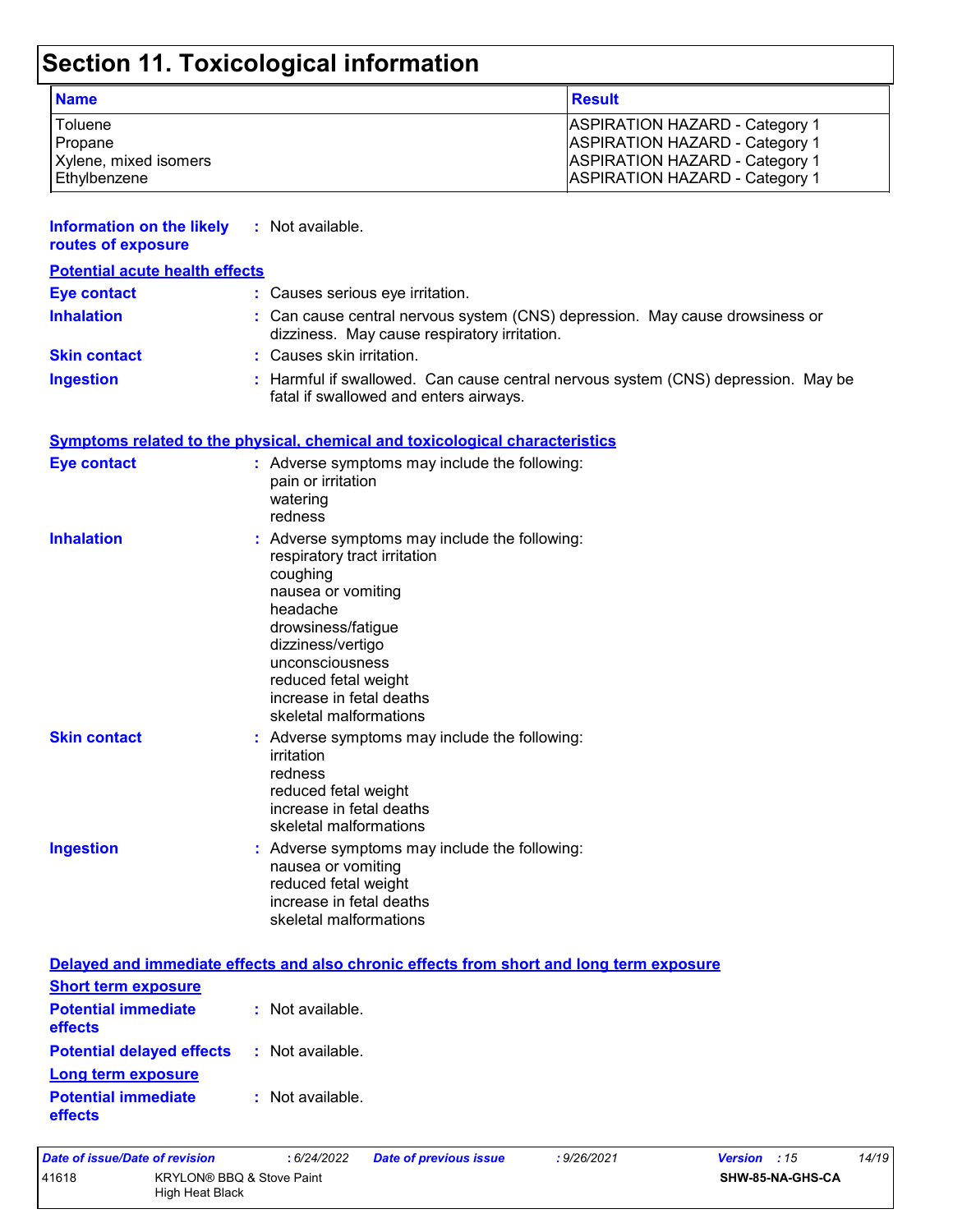# Section 11. Toxicological information

| Name | Result |
|---|---|
| Toluene | ASPIRATION HAZARD - Category 1 |
| Propane | ASPIRATION HAZARD - Category 1 |
| Xylene, mixed isomers | ASPIRATION HAZARD - Category 1 |
| Ethylbenzene | ASPIRATION HAZARD - Category 1 |

**Information on the likely routes of exposure** : Not available.

**Potential acute health effects**

**Eye contact** : Causes serious eye irritation.

**Inhalation** : Can cause central nervous system (CNS) depression. May cause drowsiness or dizziness. May cause respiratory irritation.

**Skin contact** : Causes skin irritation.

**Ingestion** : Harmful if swallowed. Can cause central nervous system (CNS) depression. May be fatal if swallowed and enters airways.

**Symptoms related to the physical, chemical and toxicological characteristics**

**Eye contact** : Adverse symptoms may include the following:
pain or irritation
watering
redness

**Inhalation** : Adverse symptoms may include the following:
respiratory tract irritation
coughing
nausea or vomiting
headache
drowsiness/fatigue
dizziness/vertigo
unconsciousness
reduced fetal weight
increase in fetal deaths
skeletal malformations

**Skin contact** : Adverse symptoms may include the following:
irritation
redness
reduced fetal weight
increase in fetal deaths
skeletal malformations

**Ingestion** : Adverse symptoms may include the following:
nausea or vomiting
reduced fetal weight
increase in fetal deaths
skeletal malformations

**Delayed and immediate effects and also chronic effects from short and long term exposure**

**Short term exposure**

**Potential immediate effects** : Not available.

**Potential delayed effects** : Not available.

**Long term exposure**

**Potential immediate effects** : Not available.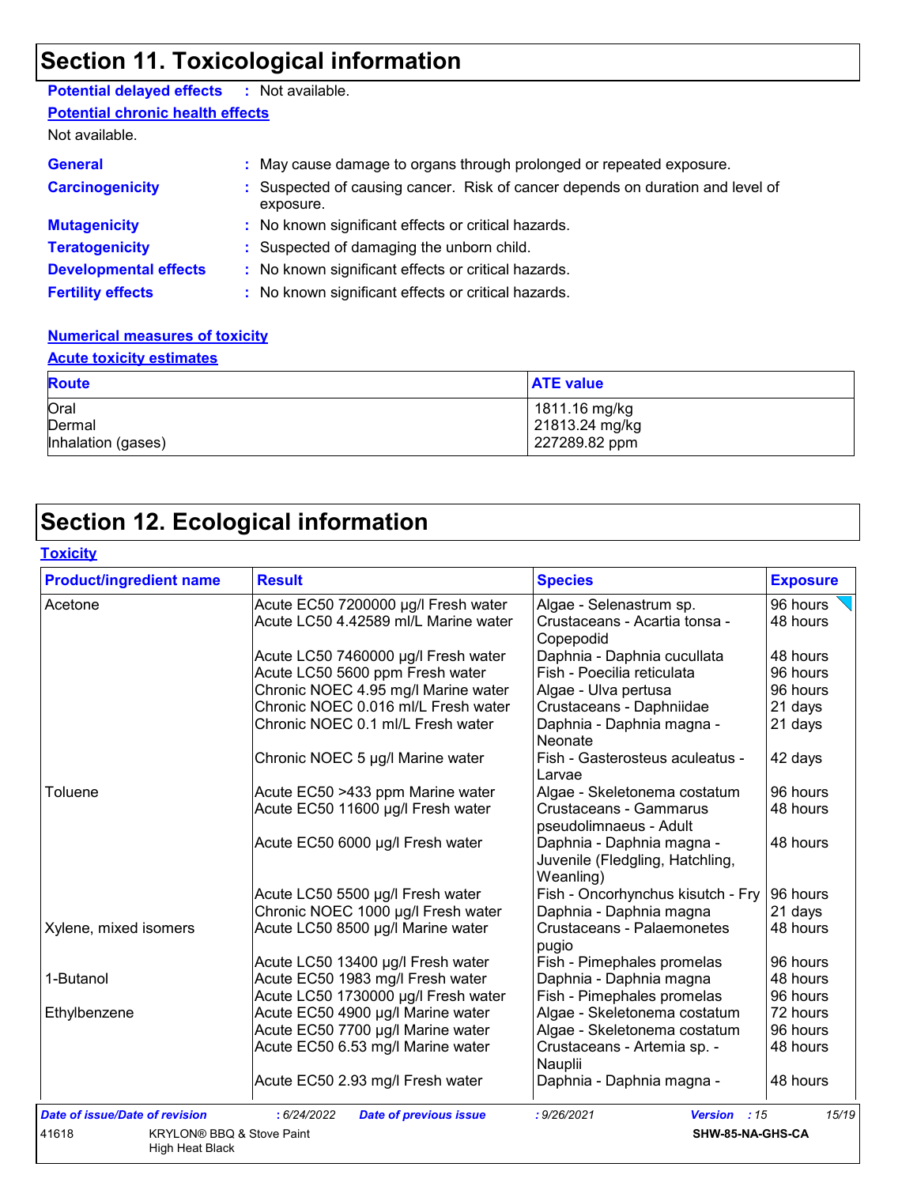# Section 11. Toxicological information

**Potential delayed effects** : Not available.

**Potential chronic health effects**

Not available.

**General** : May cause damage to organs through prolonged or repeated exposure.

**Carcinogenicity** : Suspected of causing cancer. Risk of cancer depends on duration and level of exposure.

**Mutagenicity** : No known significant effects or critical hazards.

**Teratogenicity** : Suspected of damaging the unborn child.

**Developmental effects** : No known significant effects or critical hazards.

**Fertility effects** : No known significant effects or critical hazards.

**Numerical measures of toxicity**

**Acute toxicity estimates**

| Route | ATE value |
|---|---|
| Oral | 1811.16 mg/kg |
| Dermal | 21813.24 mg/kg |
| Inhalation (gases) | 227289.82 ppm |

# Section 12. Ecological information

**Toxicity**

| Product/ingredient name | Result | Species | Exposure |
|---|---|---|---|
| Acetone | Acute EC50 7200000 µg/l Fresh water | Algae - Selenastrum sp. | 96 hours |
| | Acute LC50 4.42589 ml/L Marine water | Crustaceans - Acartia tonsa - Copepodid | 48 hours |
| | Acute LC50 7460000 µg/l Fresh water | Daphnia - Daphnia cucullata | 48 hours |
| | Acute LC50 5600 ppm Fresh water | Fish - Poecilia reticulata | 96 hours |
| | Chronic NOEC 4.95 mg/l Marine water | Algae - Ulva pertusa | 96 hours |
| | Chronic NOEC 0.016 ml/L Fresh water | Crustaceans - Daphniidae | 21 days |
| | Chronic NOEC 0.1 ml/L Fresh water | Daphnia - Daphnia magna - Neonate | 21 days |
| | Chronic NOEC 5 µg/l Marine water | Fish - Gasterosteus aculeatus - Larvae | 42 days |
| Toluene | Acute EC50 >433 ppm Marine water | Algae - Skeletonema costatum | 96 hours |
| | Acute EC50 11600 µg/l Fresh water | Crustaceans - Gammarus pseudolimnaeus - Adult | 48 hours |
| | Acute EC50 6000 µg/l Fresh water | Daphnia - Daphnia magna - Juvenile (Fledgling, Hatchling, Weanling) | 48 hours |
| | Acute LC50 5500 µg/l Fresh water | Fish - Oncorhynchus kisutch - Fry | 96 hours |
| | Chronic NOEC 1000 µg/l Fresh water | Daphnia - Daphnia magna | 21 days |
| Xylene, mixed isomers | Acute LC50 8500 µg/l Marine water | Crustaceans - Palaemonetes pugio | 48 hours |
| | Acute LC50 13400 µg/l Fresh water | Fish - Pimephales promelas | 96 hours |
| 1-Butanol | Acute EC50 1983 mg/l Fresh water | Daphnia - Daphnia magna | 48 hours |
| | Acute LC50 1730000 µg/l Fresh water | Fish - Pimephales promelas | 96 hours |
| Ethylbenzene | Acute EC50 4900 µg/l Marine water | Algae - Skeletonema costatum | 72 hours |
| | Acute EC50 7700 µg/l Marine water | Algae - Skeletonema costatum | 96 hours |
| | Acute EC50 6.53 mg/l Marine water | Crustaceans - Artemia sp. - Nauplii | 48 hours |
| | Acute EC50 2.93 mg/l Fresh water | Daphnia - Daphnia magna - | 48 hours |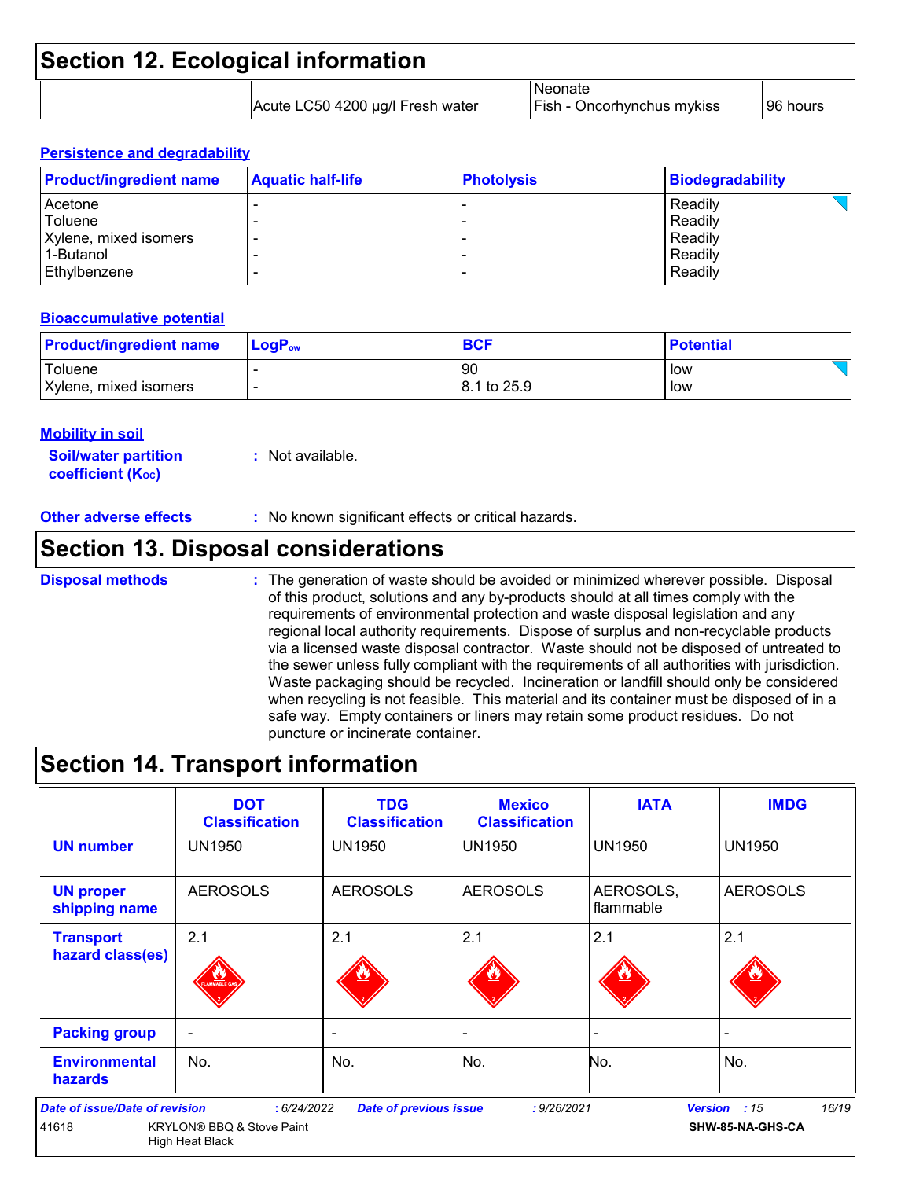# Section 12. Ecological information

| | | | |
|---|---|---|---|
| | Acute LC50 4200 µg/l Fresh water | Neonate<br>Fish - Oncorhynchus mykiss | 96 hours |

### Persistence and degradability

| Product/ingredient name | Aquatic half-life | Photolysis | Biodegradability |
|---|---|---|---|
| Acetone | - | - | Readily |
| Toluene | - | - | Readily |
| Xylene, mixed isomers | - | - | Readily |
| 1-Butanol | - | - | Readily |
| Ethylbenzene | - | - | Readily |

### Bioaccumulative potential

| Product/ingredient name | $LogP_{ow}$ | BCF | Potential |
|---|---|---|---|
| Toluene | - | 90 | low |
| Xylene, mixed isomers | - | 8.1 to 25.9 | low |

### Mobility in soil

**Soil/water partition coefficient ($K_{OC}$)** : Not available.

**Other adverse effects** : No known significant effects or critical hazards.

# Section 13. Disposal considerations

**Disposal methods** : The generation of waste should be avoided or minimized wherever possible. Disposal of this product, solutions and any by-products should at all times comply with the requirements of environmental protection and waste disposal legislation and any regional local authority requirements. Dispose of surplus and non-recyclable products via a licensed waste disposal contractor. Waste should not be disposed of untreated to the sewer unless fully compliant with the requirements of all authorities with jurisdiction. Waste packaging should be recycled. Incineration or landfill should only be considered when recycling is not feasible. This material and its container must be disposed of in a safe way. Empty containers or liners may retain some product residues. Do not puncture or incinerate container.

# Section 14. Transport information

| | DOT Classification | TDG Classification | Mexico Classification | IATA | IMDG |
|---|---|---|---|---|---|
| UN number | UN1950 | UN1950 | UN1950 | UN1950 | UN1950 |
| UN proper shipping name | AEROSOLS | AEROSOLS | AEROSOLS | AEROSOLS, flammable | AEROSOLS |
| Transport hazard class(es) | 2.1 | 2.1 | 2.1 | 2.1 | 2.1 |
| Packing group | - | - | - | - | - |
| Environmental hazards | No. | No. | No. | No. | No. |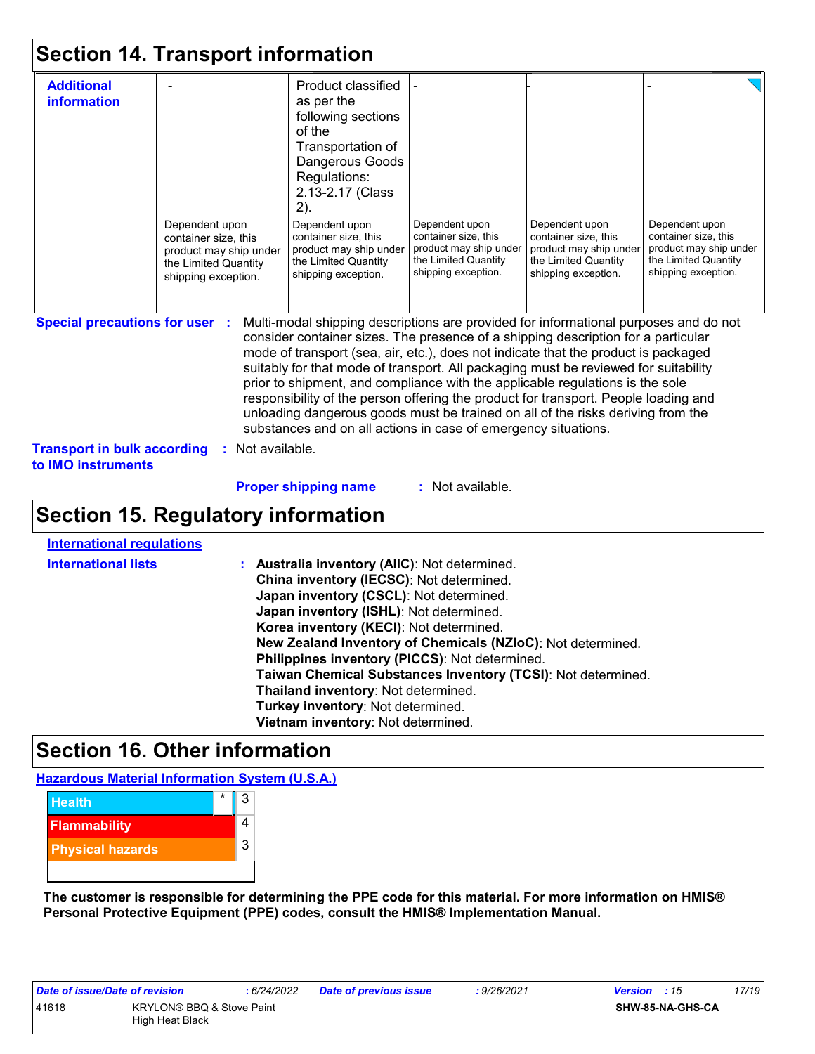# Section 14. Transport information

| Additional information | - | Product classified as per the following sections of the Transportation of Dangerous Goods Regulations: 2.13-2.17 (Class 2). | - | - | - |
|---|---|---|---|---|---|
| | Dependent upon container size, this product may ship under the Limited Quantity shipping exception. | Dependent upon container size, this product may ship under the Limited Quantity shipping exception. | Dependent upon container size, this product may ship under the Limited Quantity shipping exception. | Dependent upon container size, this product may ship under the Limited Quantity shipping exception. | Dependent upon container size, this product may ship under the Limited Quantity shipping exception. |

**Special precautions for user** : Multi-modal shipping descriptions are provided for informational purposes and do not consider container sizes. The presence of a shipping description for a particular mode of transport (sea, air, etc.), does not indicate that the product is packaged suitably for that mode of transport. All packaging must be reviewed for suitability prior to shipment, and compliance with the applicable regulations is the sole responsibility of the person offering the product for transport. People loading and unloading dangerous goods must be trained on all of the risks deriving from the substances and on all actions in case of emergency situations.

**Transport in bulk according to IMO instruments** : Not available.

**Proper shipping name** : Not available.

# Section 15. Regulatory information

**International regulations**

**International lists** :
**Australia inventory (AIIC)**: Not determined.
**China inventory (IECSC)**: Not determined.
**Japan inventory (CSCL)**: Not determined.
**Japan inventory (ISHL)**: Not determined.
**Korea inventory (KECI)**: Not determined.
**New Zealand Inventory of Chemicals (NZIoC)**: Not determined.
**Philippines inventory (PICCS)**: Not determined.
**Taiwan Chemical Substances Inventory (TCSI)**: Not determined.
**Thailand inventory**: Not determined.
**Turkey inventory**: Not determined.
**Vietnam inventory**: Not determined.

# Section 16. Other information

**Hazardous Material Information System (U.S.A.)**

| | | |
|---|---|---|
| Health | * | 3 |
| Flammability | | 4 |
| Physical hazards | | 3 |

**The customer is responsible for determining the PPE code for this material. For more information on HMIS® Personal Protective Equipment (PPE) codes, consult the HMIS® Implementation Manual.**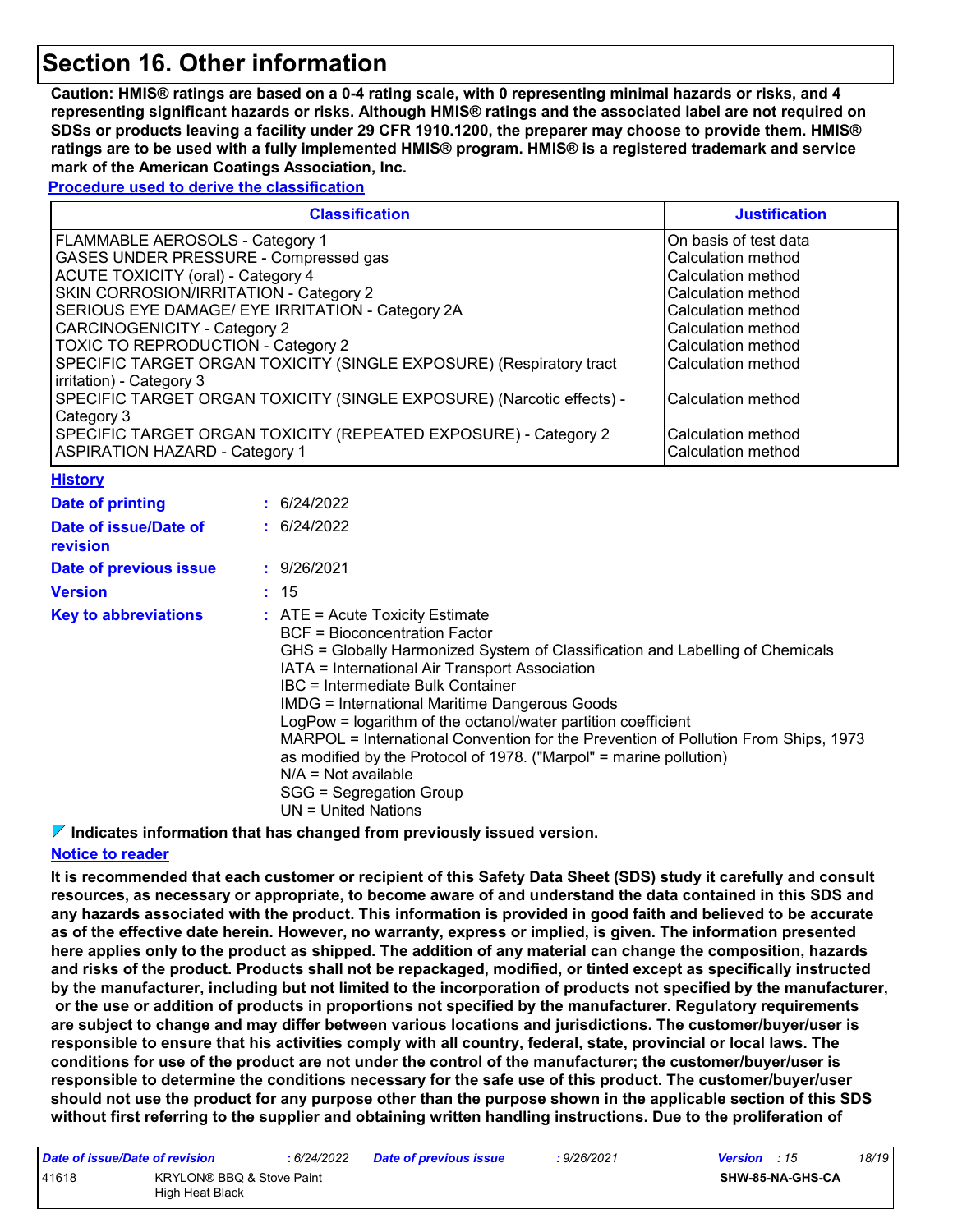## Section 16. Other information

**Caution: HMIS® ratings are based on a 0-4 rating scale, with 0 representing minimal hazards or risks, and 4 representing significant hazards or risks. Although HMIS® ratings and the associated label are not required on SDSs or products leaving a facility under 29 CFR 1910.1200, the preparer may choose to provide them. HMIS® ratings are to be used with a fully implemented HMIS® program. HMIS® is a registered trademark and service mark of the American Coatings Association, Inc.**

**Procedure used to derive the classification**

| Classification | Justification |
|---|---|
| FLAMMABLE AEROSOLS - Category 1 | On basis of test data |
| GASES UNDER PRESSURE - Compressed gas | Calculation method |
| ACUTE TOXICITY (oral) - Category 4 | Calculation method |
| SKIN CORROSION/IRRITATION - Category 2 | Calculation method |
| SERIOUS EYE DAMAGE/ EYE IRRITATION - Category 2A | Calculation method |
| CARCINOGENICITY - Category 2 | Calculation method |
| TOXIC TO REPRODUCTION - Category 2 | Calculation method |
| SPECIFIC TARGET ORGAN TOXICITY (SINGLE EXPOSURE) (Respiratory tract irritation) - Category 3 | Calculation method |
| SPECIFIC TARGET ORGAN TOXICITY (SINGLE EXPOSURE) (Narcotic effects) - Category 3 | Calculation method |
| SPECIFIC TARGET ORGAN TOXICITY (REPEATED EXPOSURE) - Category 2 | Calculation method |
| ASPIRATION HAZARD - Category 1 | Calculation method |

**History**

**Date of printing** : 6/24/2022

**Date of issue/Date of revision** : 6/24/2022

**Date of previous issue** : 9/26/2021

**Version** : 15

**Key to abbreviations** :
ATE = Acute Toxicity Estimate
BCF = Bioconcentration Factor
GHS = Globally Harmonized System of Classification and Labelling of Chemicals
IATA = International Air Transport Association
IBC = Intermediate Bulk Container
IMDG = International Maritime Dangerous Goods
LogPow = logarithm of the octanol/water partition coefficient
MARPOL = International Convention for the Prevention of Pollution From Ships, 1973 as modified by the Protocol of 1978. ("Marpol" = marine pollution)
N/A = Not available
SGG = Segregation Group
UN = United Nations

**Indicates information that has changed from previously issued version.**

**Notice to reader**

**It is recommended that each customer or recipient of this Safety Data Sheet (SDS) study it carefully and consult resources, as necessary or appropriate, to become aware of and understand the data contained in this SDS and any hazards associated with the product. This information is provided in good faith and believed to be accurate as of the effective date herein. However, no warranty, express or implied, is given. The information presented here applies only to the product as shipped. The addition of any material can change the composition, hazards and risks of the product. Products shall not be repackaged, modified, or tinted except as specifically instructed by the manufacturer, including but not limited to the incorporation of products not specified by the manufacturer, or the use or addition of products in proportions not specified by the manufacturer. Regulatory requirements are subject to change and may differ between various locations and jurisdictions. The customer/buyer/user is responsible to ensure that his activities comply with all country, federal, state, provincial or local laws. The conditions for use of the product are not under the control of the manufacturer; the customer/buyer/user is responsible to determine the conditions necessary for the safe use of this product. The customer/buyer/user should not use the product for any purpose other than the purpose shown in the applicable section of this SDS without first referring to the supplier and obtaining written handling instructions. Due to the proliferation of**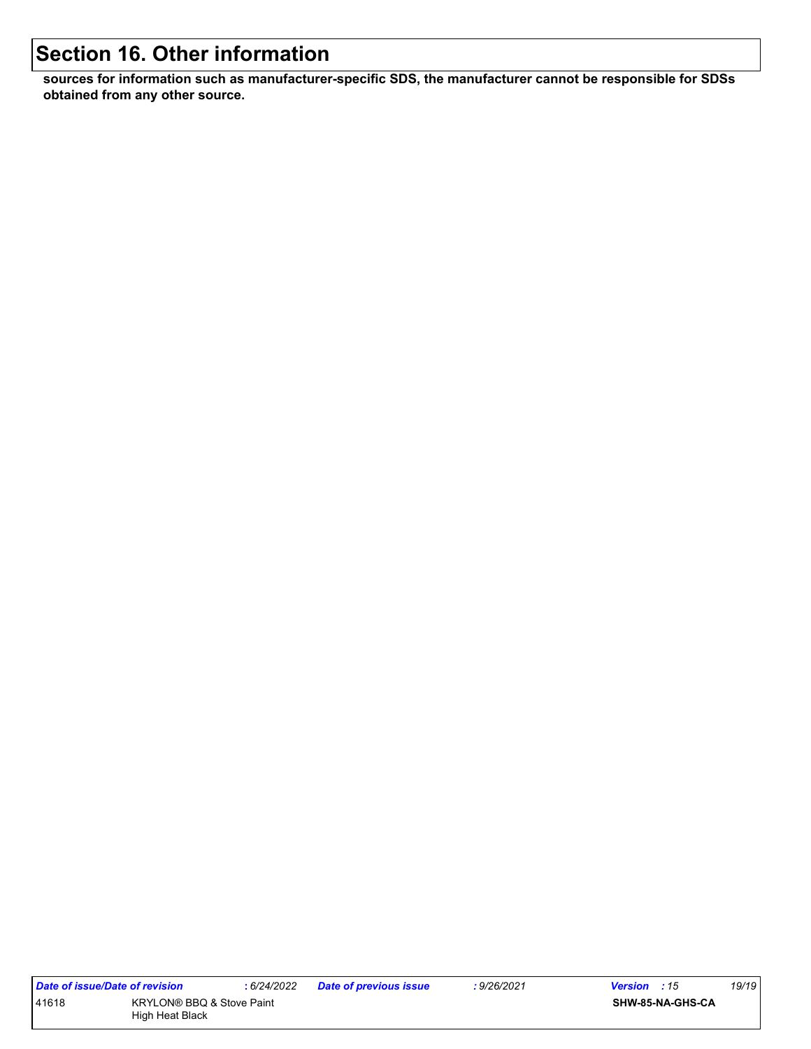# Section 16. Other information

**sources for information such as manufacturer-specific SDS, the manufacturer cannot be responsible for SDSs obtained from any other source.**